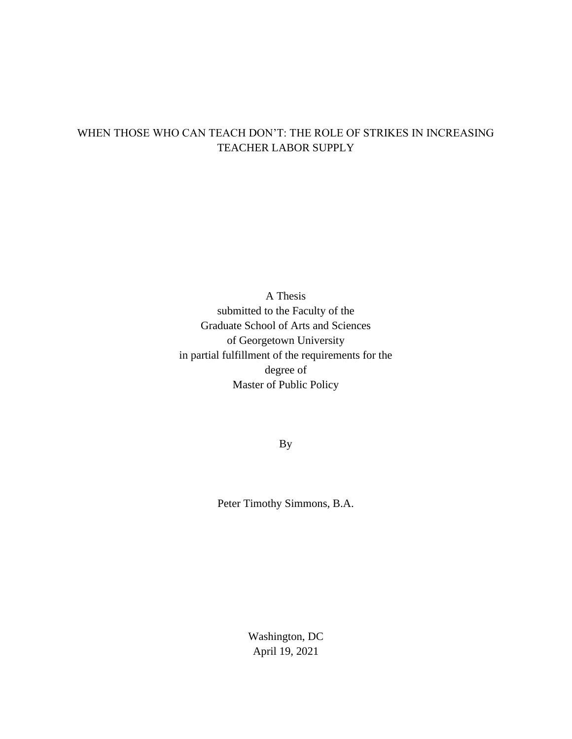# WHEN THOSE WHO CAN TEACH DON'T: THE ROLE OF STRIKES IN INCREASING TEACHER LABOR SUPPLY

A Thesis
submitted to the Faculty of the
Graduate School of Arts and Sciences
of Georgetown University
in partial fulfillment of the requirements for the
degree of
Master of Public Policy

By

Peter Timothy Simmons, B.A.

Washington, DC
April 19, 2021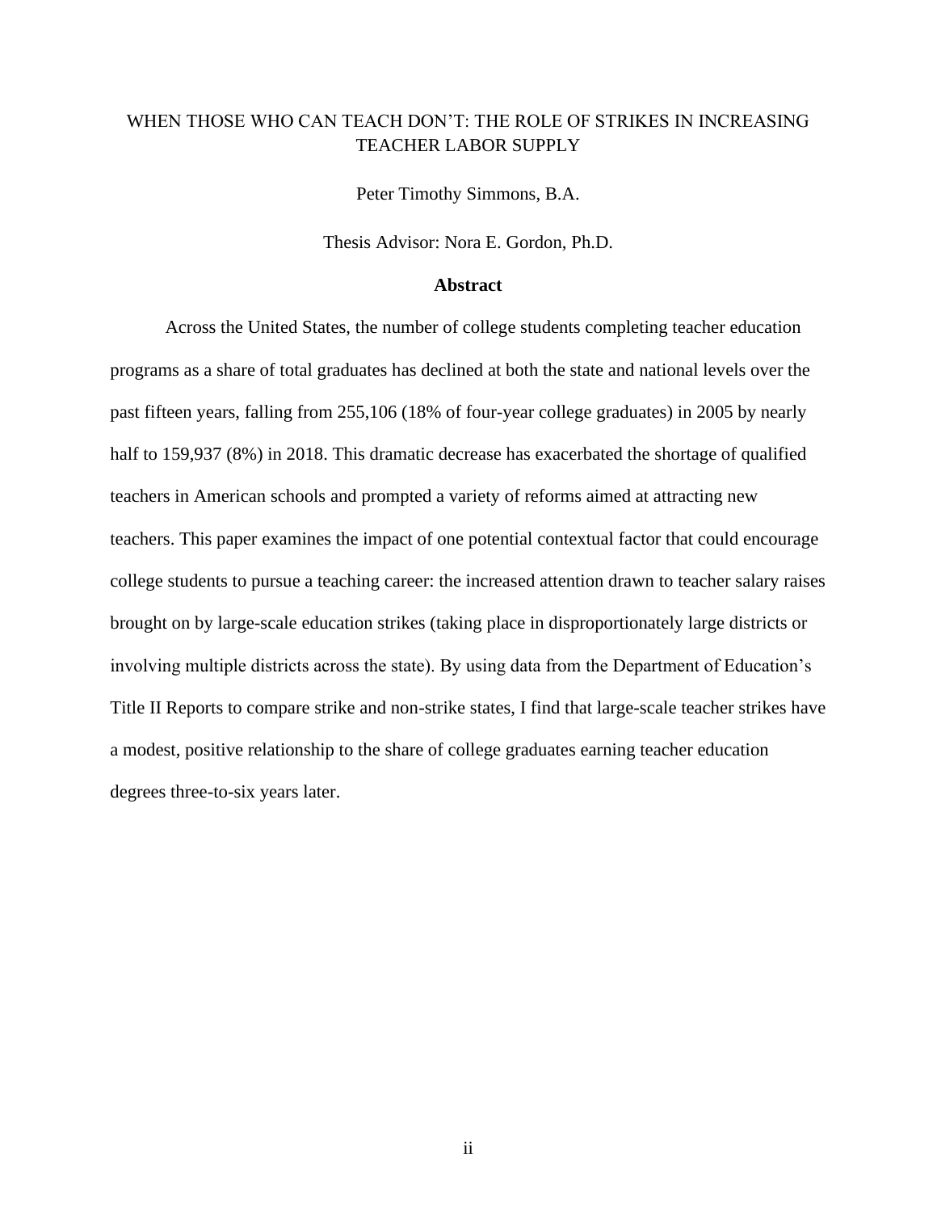WHEN THOSE WHO CAN TEACH DON'T: THE ROLE OF STRIKES IN INCREASING TEACHER LABOR SUPPLY

Peter Timothy Simmons, B.A.

Thesis Advisor: Nora E. Gordon, Ph.D.

**Abstract**

Across the United States, the number of college students completing teacher education programs as a share of total graduates has declined at both the state and national levels over the past fifteen years, falling from 255,106 (18% of four-year college graduates) in 2005 by nearly half to 159,937 (8%) in 2018. This dramatic decrease has exacerbated the shortage of qualified teachers in American schools and prompted a variety of reforms aimed at attracting new teachers. This paper examines the impact of one potential contextual factor that could encourage college students to pursue a teaching career: the increased attention drawn to teacher salary raises brought on by large-scale education strikes (taking place in disproportionately large districts or involving multiple districts across the state). By using data from the Department of Education's Title II Reports to compare strike and non-strike states, I find that large-scale teacher strikes have a modest, positive relationship to the share of college graduates earning teacher education degrees three-to-six years later.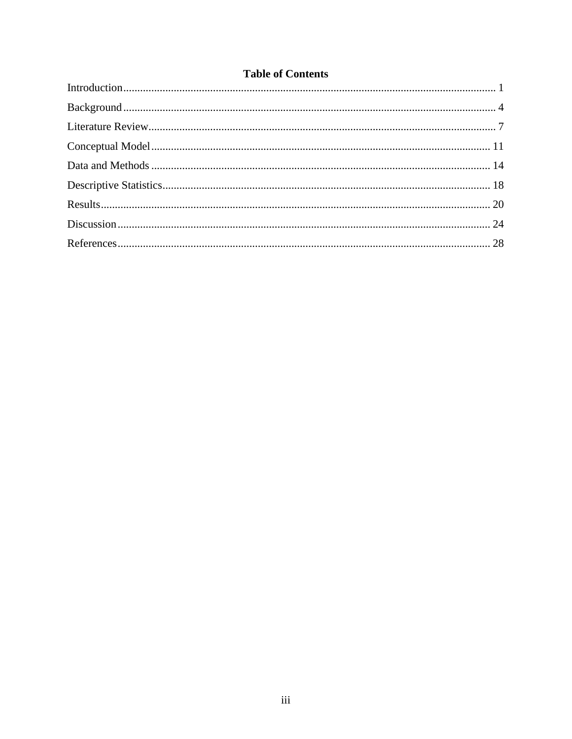# Table of Contents

Introduction .................................................................................................................................... 1

Background .................................................................................................................................... 4

Literature Review ........................................................................................................................... 7

Conceptual Model ........................................................................................................................ 11

Data and Methods ........................................................................................................................ 14

Descriptive Statistics .................................................................................................................... 18

Results .......................................................................................................................................... 20

Discussion .................................................................................................................................... 24

References .................................................................................................................................... 28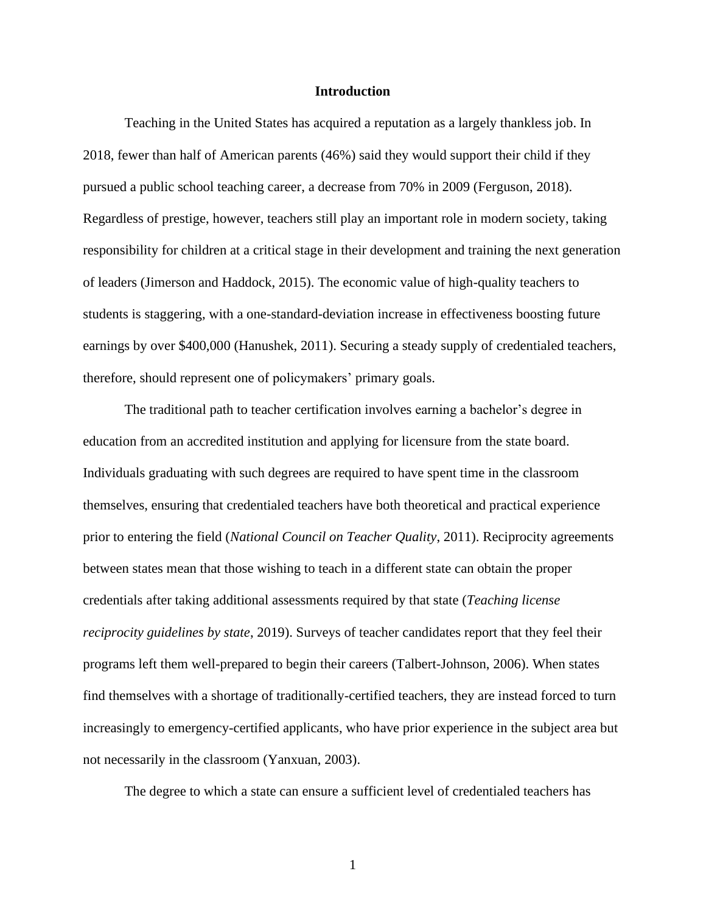# Introduction

Teaching in the United States has acquired a reputation as a largely thankless job. In 2018, fewer than half of American parents (46%) said they would support their child if they pursued a public school teaching career, a decrease from 70% in 2009 (Ferguson, 2018). Regardless of prestige, however, teachers still play an important role in modern society, taking responsibility for children at a critical stage in their development and training the next generation of leaders (Jimerson and Haddock, 2015). The economic value of high-quality teachers to students is staggering, with a one-standard-deviation increase in effectiveness boosting future earnings by over $400,000 (Hanushek, 2011). Securing a steady supply of credentialed teachers, therefore, should represent one of policymakers' primary goals.

The traditional path to teacher certification involves earning a bachelor's degree in education from an accredited institution and applying for licensure from the state board. Individuals graduating with such degrees are required to have spent time in the classroom themselves, ensuring that credentialed teachers have both theoretical and practical experience prior to entering the field (*National Council on Teacher Quality*, 2011). Reciprocity agreements between states mean that those wishing to teach in a different state can obtain the proper credentials after taking additional assessments required by that state (*Teaching license reciprocity guidelines by state*, 2019). Surveys of teacher candidates report that they feel their programs left them well-prepared to begin their careers (Talbert-Johnson, 2006). When states find themselves with a shortage of traditionally-certified teachers, they are instead forced to turn increasingly to emergency-certified applicants, who have prior experience in the subject area but not necessarily in the classroom (Yanxuan, 2003).

The degree to which a state can ensure a sufficient level of credentialed teachers has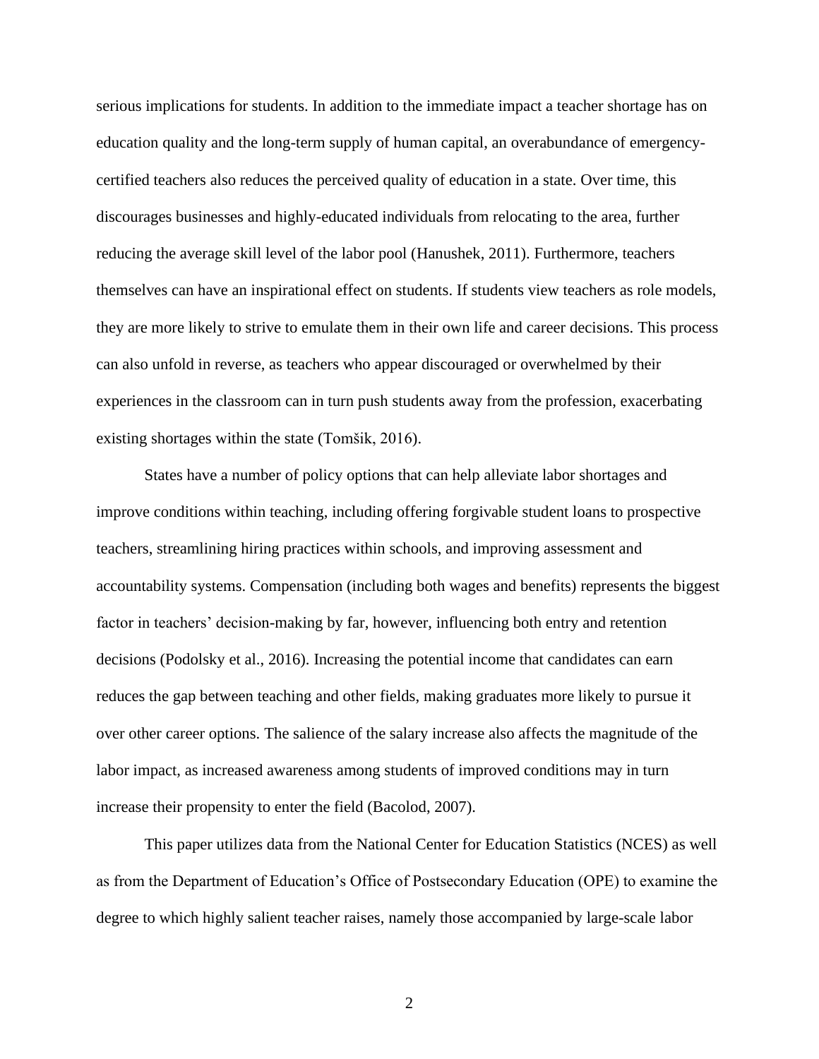serious implications for students. In addition to the immediate impact a teacher shortage has on education quality and the long-term supply of human capital, an overabundance of emergency-certified teachers also reduces the perceived quality of education in a state. Over time, this discourages businesses and highly-educated individuals from relocating to the area, further reducing the average skill level of the labor pool (Hanushek, 2011). Furthermore, teachers themselves can have an inspirational effect on students. If students view teachers as role models, they are more likely to strive to emulate them in their own life and career decisions. This process can also unfold in reverse, as teachers who appear discouraged or overwhelmed by their experiences in the classroom can in turn push students away from the profession, exacerbating existing shortages within the state (Tomšik, 2016).

States have a number of policy options that can help alleviate labor shortages and improve conditions within teaching, including offering forgivable student loans to prospective teachers, streamlining hiring practices within schools, and improving assessment and accountability systems. Compensation (including both wages and benefits) represents the biggest factor in teachers' decision-making by far, however, influencing both entry and retention decisions (Podolsky et al., 2016). Increasing the potential income that candidates can earn reduces the gap between teaching and other fields, making graduates more likely to pursue it over other career options. The salience of the salary increase also affects the magnitude of the labor impact, as increased awareness among students of improved conditions may in turn increase their propensity to enter the field (Bacolod, 2007).

This paper utilizes data from the National Center for Education Statistics (NCES) as well as from the Department of Education's Office of Postsecondary Education (OPE) to examine the degree to which highly salient teacher raises, namely those accompanied by large-scale labor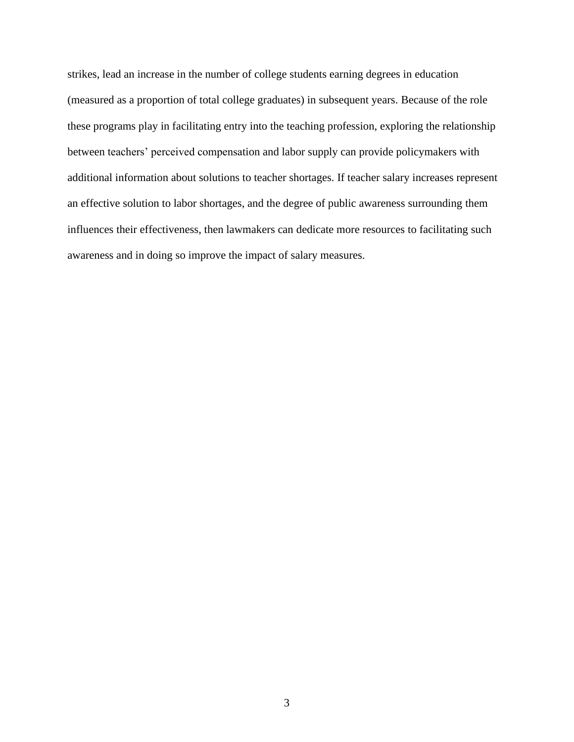strikes, lead an increase in the number of college students earning degrees in education (measured as a proportion of total college graduates) in subsequent years. Because of the role these programs play in facilitating entry into the teaching profession, exploring the relationship between teachers' perceived compensation and labor supply can provide policymakers with additional information about solutions to teacher shortages. If teacher salary increases represent an effective solution to labor shortages, and the degree of public awareness surrounding them influences their effectiveness, then lawmakers can dedicate more resources to facilitating such awareness and in doing so improve the impact of salary measures.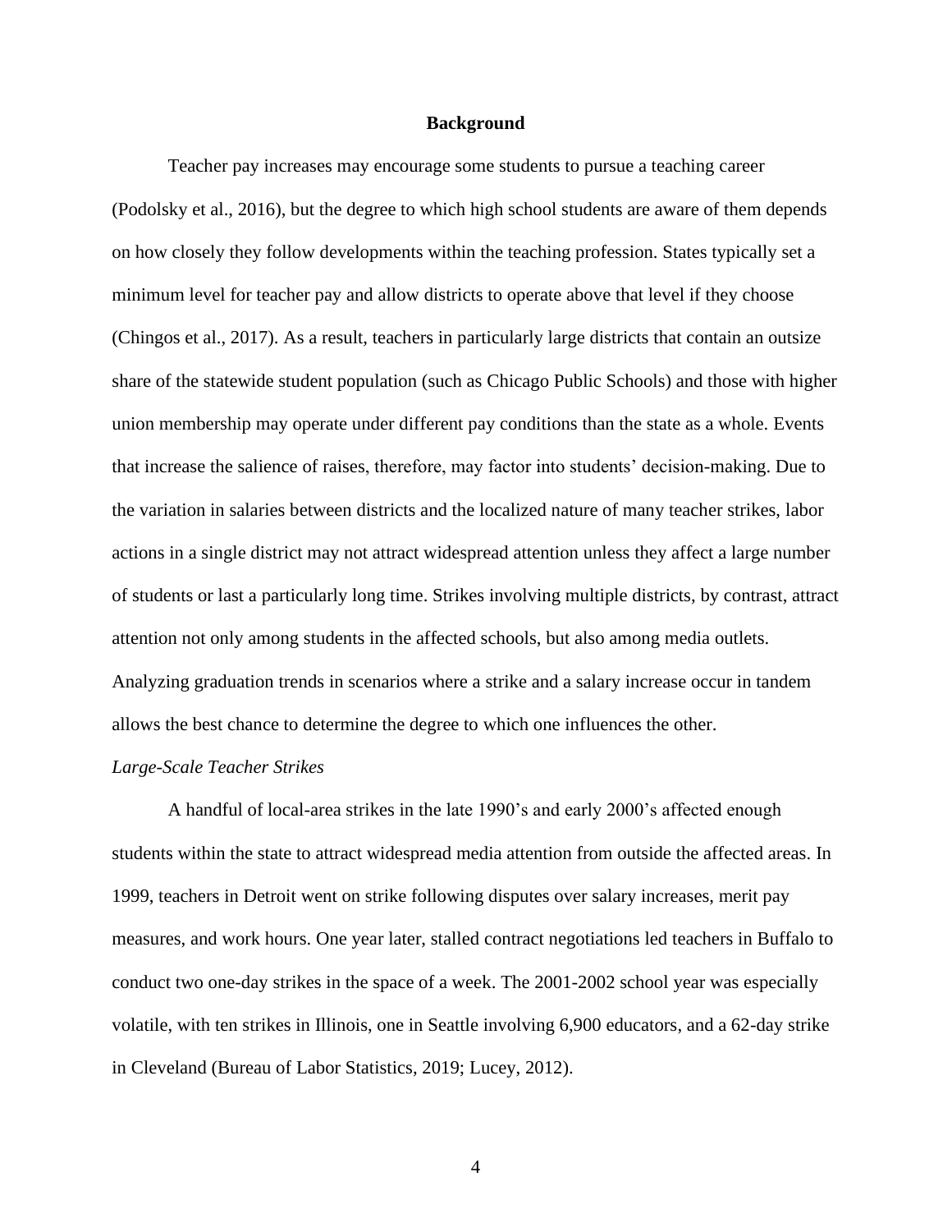## Background

Teacher pay increases may encourage some students to pursue a teaching career (Podolsky et al., 2016), but the degree to which high school students are aware of them depends on how closely they follow developments within the teaching profession. States typically set a minimum level for teacher pay and allow districts to operate above that level if they choose (Chingos et al., 2017). As a result, teachers in particularly large districts that contain an outsize share of the statewide student population (such as Chicago Public Schools) and those with higher union membership may operate under different pay conditions than the state as a whole. Events that increase the salience of raises, therefore, may factor into students' decision-making. Due to the variation in salaries between districts and the localized nature of many teacher strikes, labor actions in a single district may not attract widespread attention unless they affect a large number of students or last a particularly long time. Strikes involving multiple districts, by contrast, attract attention not only among students in the affected schools, but also among media outlets. Analyzing graduation trends in scenarios where a strike and a salary increase occur in tandem allows the best chance to determine the degree to which one influences the other.

### *Large-Scale Teacher Strikes*

A handful of local-area strikes in the late 1990's and early 2000's affected enough students within the state to attract widespread media attention from outside the affected areas. In 1999, teachers in Detroit went on strike following disputes over salary increases, merit pay measures, and work hours. One year later, stalled contract negotiations led teachers in Buffalo to conduct two one-day strikes in the space of a week. The 2001-2002 school year was especially volatile, with ten strikes in Illinois, one in Seattle involving 6,900 educators, and a 62-day strike in Cleveland (Bureau of Labor Statistics, 2019; Lucey, 2012).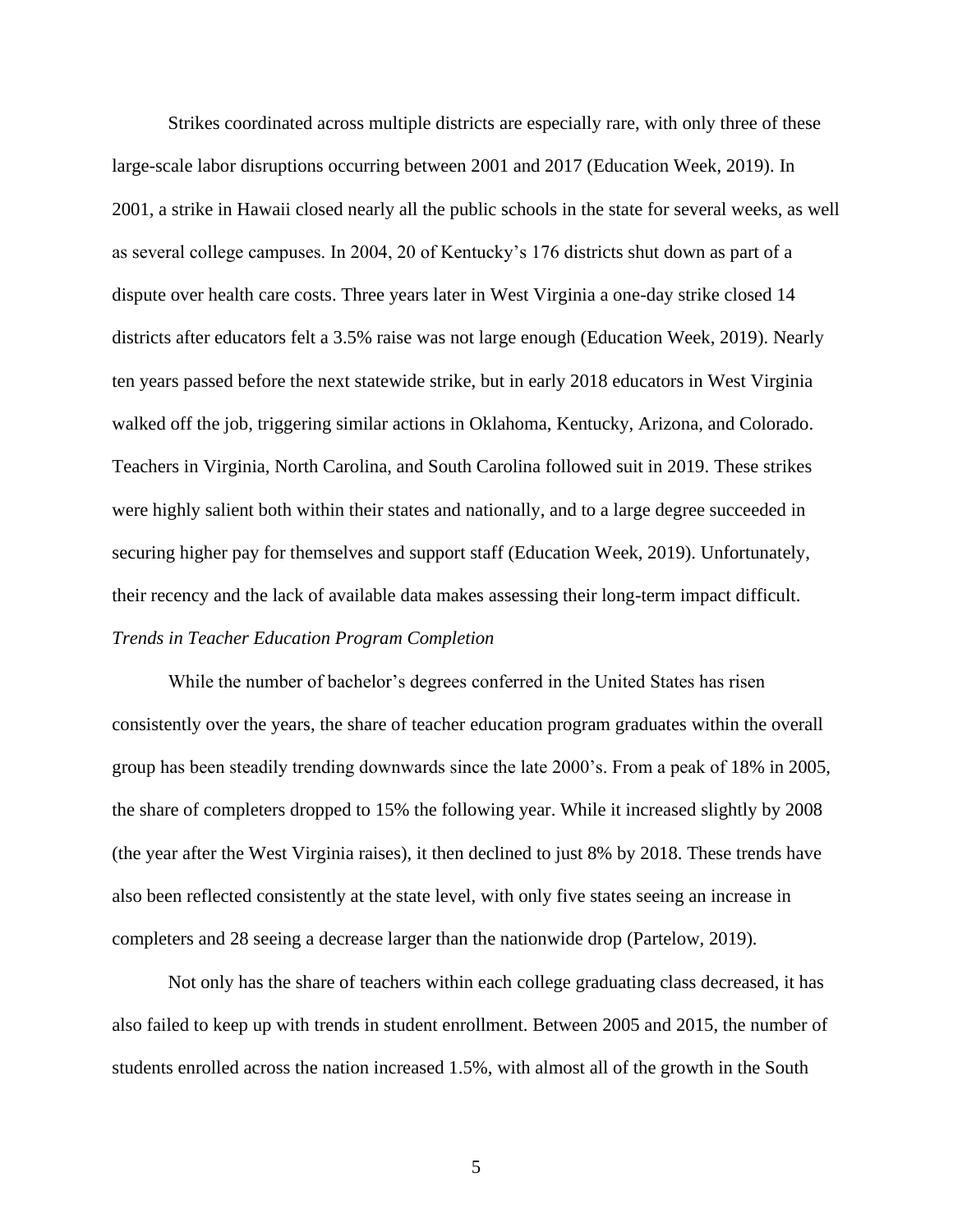Strikes coordinated across multiple districts are especially rare, with only three of these large-scale labor disruptions occurring between 2001 and 2017 (Education Week, 2019). In 2001, a strike in Hawaii closed nearly all the public schools in the state for several weeks, as well as several college campuses. In 2004, 20 of Kentucky's 176 districts shut down as part of a dispute over health care costs. Three years later in West Virginia a one-day strike closed 14 districts after educators felt a 3.5% raise was not large enough (Education Week, 2019). Nearly ten years passed before the next statewide strike, but in early 2018 educators in West Virginia walked off the job, triggering similar actions in Oklahoma, Kentucky, Arizona, and Colorado. Teachers in Virginia, North Carolina, and South Carolina followed suit in 2019. These strikes were highly salient both within their states and nationally, and to a large degree succeeded in securing higher pay for themselves and support staff (Education Week, 2019). Unfortunately, their recency and the lack of available data makes assessing their long-term impact difficult.

### *Trends in Teacher Education Program Completion*

While the number of bachelor's degrees conferred in the United States has risen consistently over the years, the share of teacher education program graduates within the overall group has been steadily trending downwards since the late 2000's. From a peak of 18% in 2005, the share of completers dropped to 15% the following year. While it increased slightly by 2008 (the year after the West Virginia raises), it then declined to just 8% by 2018. These trends have also been reflected consistently at the state level, with only five states seeing an increase in completers and 28 seeing a decrease larger than the nationwide drop (Partelow, 2019).

Not only has the share of teachers within each college graduating class decreased, it has also failed to keep up with trends in student enrollment. Between 2005 and 2015, the number of students enrolled across the nation increased 1.5%, with almost all of the growth in the South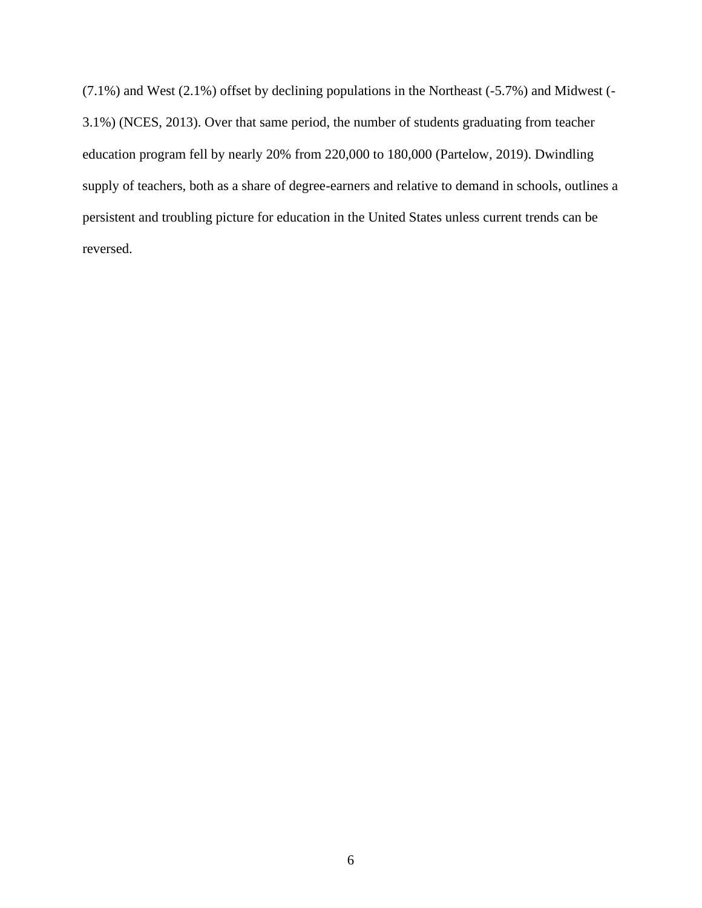(7.1%) and West (2.1%) offset by declining populations in the Northeast (-5.7%) and Midwest (-3.1%) (NCES, 2013). Over that same period, the number of students graduating from teacher education program fell by nearly 20% from 220,000 to 180,000 (Partelow, 2019). Dwindling supply of teachers, both as a share of degree-earners and relative to demand in schools, outlines a persistent and troubling picture for education in the United States unless current trends can be reversed.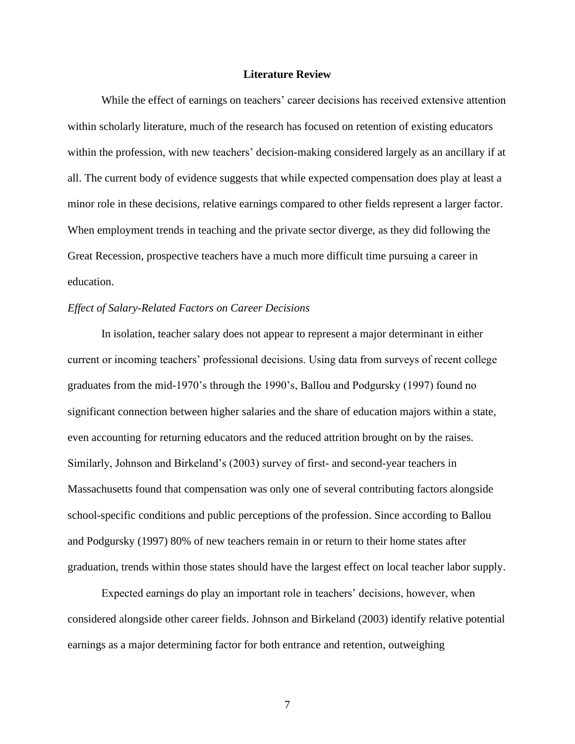## Literature Review

While the effect of earnings on teachers' career decisions has received extensive attention within scholarly literature, much of the research has focused on retention of existing educators within the profession, with new teachers' decision-making considered largely as an ancillary if at all. The current body of evidence suggests that while expected compensation does play at least a minor role in these decisions, relative earnings compared to other fields represent a larger factor. When employment trends in teaching and the private sector diverge, as they did following the Great Recession, prospective teachers have a much more difficult time pursuing a career in education.

### *Effect of Salary-Related Factors on Career Decisions*

In isolation, teacher salary does not appear to represent a major determinant in either current or incoming teachers' professional decisions. Using data from surveys of recent college graduates from the mid-1970's through the 1990's, Ballou and Podgursky (1997) found no significant connection between higher salaries and the share of education majors within a state, even accounting for returning educators and the reduced attrition brought on by the raises. Similarly, Johnson and Birkeland's (2003) survey of first- and second-year teachers in Massachusetts found that compensation was only one of several contributing factors alongside school-specific conditions and public perceptions of the profession. Since according to Ballou and Podgursky (1997) 80% of new teachers remain in or return to their home states after graduation, trends within those states should have the largest effect on local teacher labor supply.

Expected earnings do play an important role in teachers' decisions, however, when considered alongside other career fields. Johnson and Birkeland (2003) identify relative potential earnings as a major determining factor for both entrance and retention, outweighing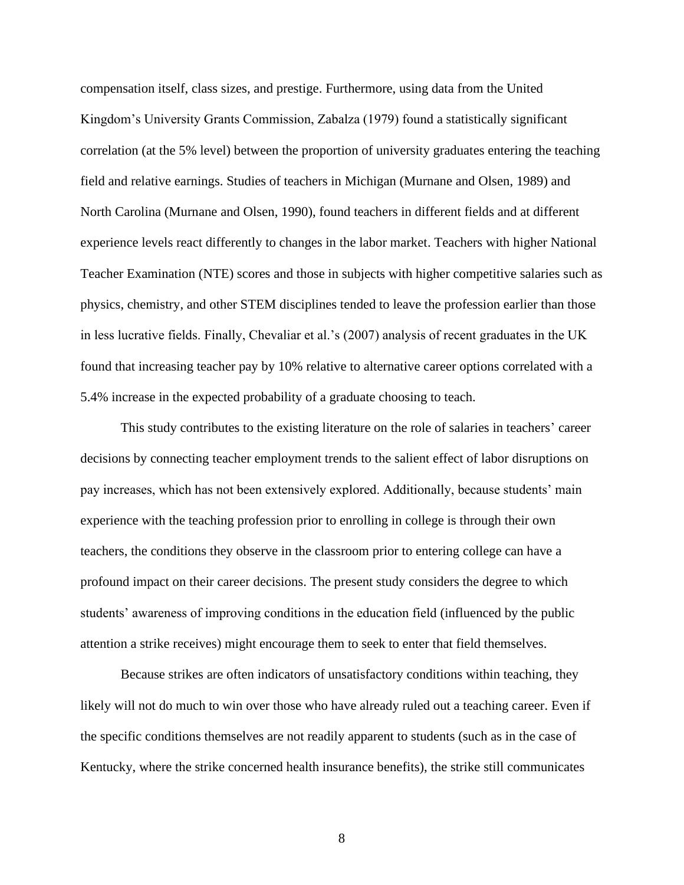compensation itself, class sizes, and prestige. Furthermore, using data from the United Kingdom's University Grants Commission, Zabalza (1979) found a statistically significant correlation (at the 5% level) between the proportion of university graduates entering the teaching field and relative earnings. Studies of teachers in Michigan (Murnane and Olsen, 1989) and North Carolina (Murnane and Olsen, 1990), found teachers in different fields and at different experience levels react differently to changes in the labor market. Teachers with higher National Teacher Examination (NTE) scores and those in subjects with higher competitive salaries such as physics, chemistry, and other STEM disciplines tended to leave the profession earlier than those in less lucrative fields. Finally, Chevaliar et al.'s (2007) analysis of recent graduates in the UK found that increasing teacher pay by 10% relative to alternative career options correlated with a 5.4% increase in the expected probability of a graduate choosing to teach.

This study contributes to the existing literature on the role of salaries in teachers' career decisions by connecting teacher employment trends to the salient effect of labor disruptions on pay increases, which has not been extensively explored. Additionally, because students' main experience with the teaching profession prior to enrolling in college is through their own teachers, the conditions they observe in the classroom prior to entering college can have a profound impact on their career decisions. The present study considers the degree to which students' awareness of improving conditions in the education field (influenced by the public attention a strike receives) might encourage them to seek to enter that field themselves.

Because strikes are often indicators of unsatisfactory conditions within teaching, they likely will not do much to win over those who have already ruled out a teaching career. Even if the specific conditions themselves are not readily apparent to students (such as in the case of Kentucky, where the strike concerned health insurance benefits), the strike still communicates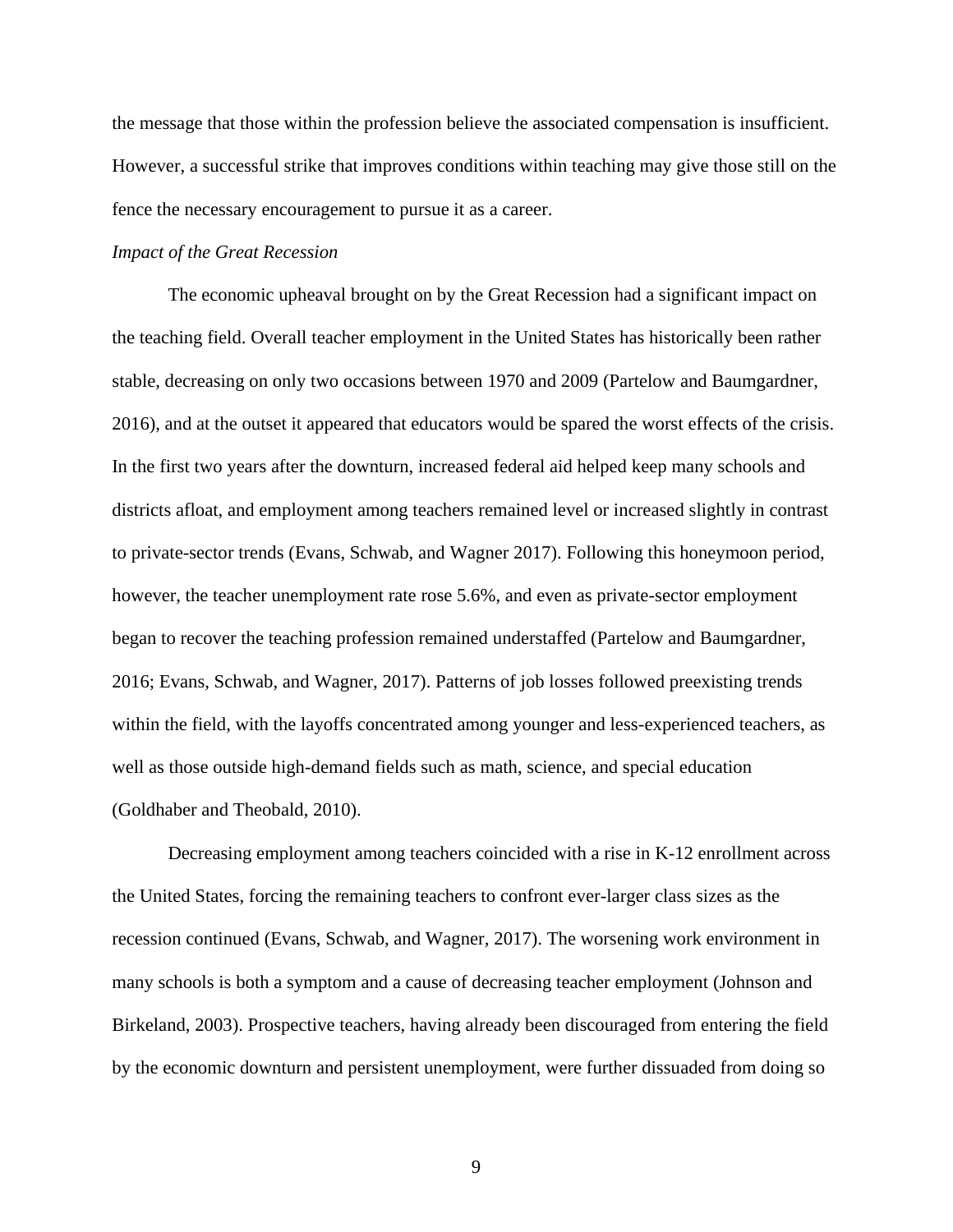the message that those within the profession believe the associated compensation is insufficient. However, a successful strike that improves conditions within teaching may give those still on the fence the necessary encouragement to pursue it as a career.

*Impact of the Great Recession*

The economic upheaval brought on by the Great Recession had a significant impact on the teaching field. Overall teacher employment in the United States has historically been rather stable, decreasing on only two occasions between 1970 and 2009 (Partelow and Baumgardner, 2016), and at the outset it appeared that educators would be spared the worst effects of the crisis. In the first two years after the downturn, increased federal aid helped keep many schools and districts afloat, and employment among teachers remained level or increased slightly in contrast to private-sector trends (Evans, Schwab, and Wagner 2017). Following this honeymoon period, however, the teacher unemployment rate rose 5.6%, and even as private-sector employment began to recover the teaching profession remained understaffed (Partelow and Baumgardner, 2016; Evans, Schwab, and Wagner, 2017). Patterns of job losses followed preexisting trends within the field, with the layoffs concentrated among younger and less-experienced teachers, as well as those outside high-demand fields such as math, science, and special education (Goldhaber and Theobald, 2010).

Decreasing employment among teachers coincided with a rise in K-12 enrollment across the United States, forcing the remaining teachers to confront ever-larger class sizes as the recession continued (Evans, Schwab, and Wagner, 2017). The worsening work environment in many schools is both a symptom and a cause of decreasing teacher employment (Johnson and Birkeland, 2003). Prospective teachers, having already been discouraged from entering the field by the economic downturn and persistent unemployment, were further dissuaded from doing so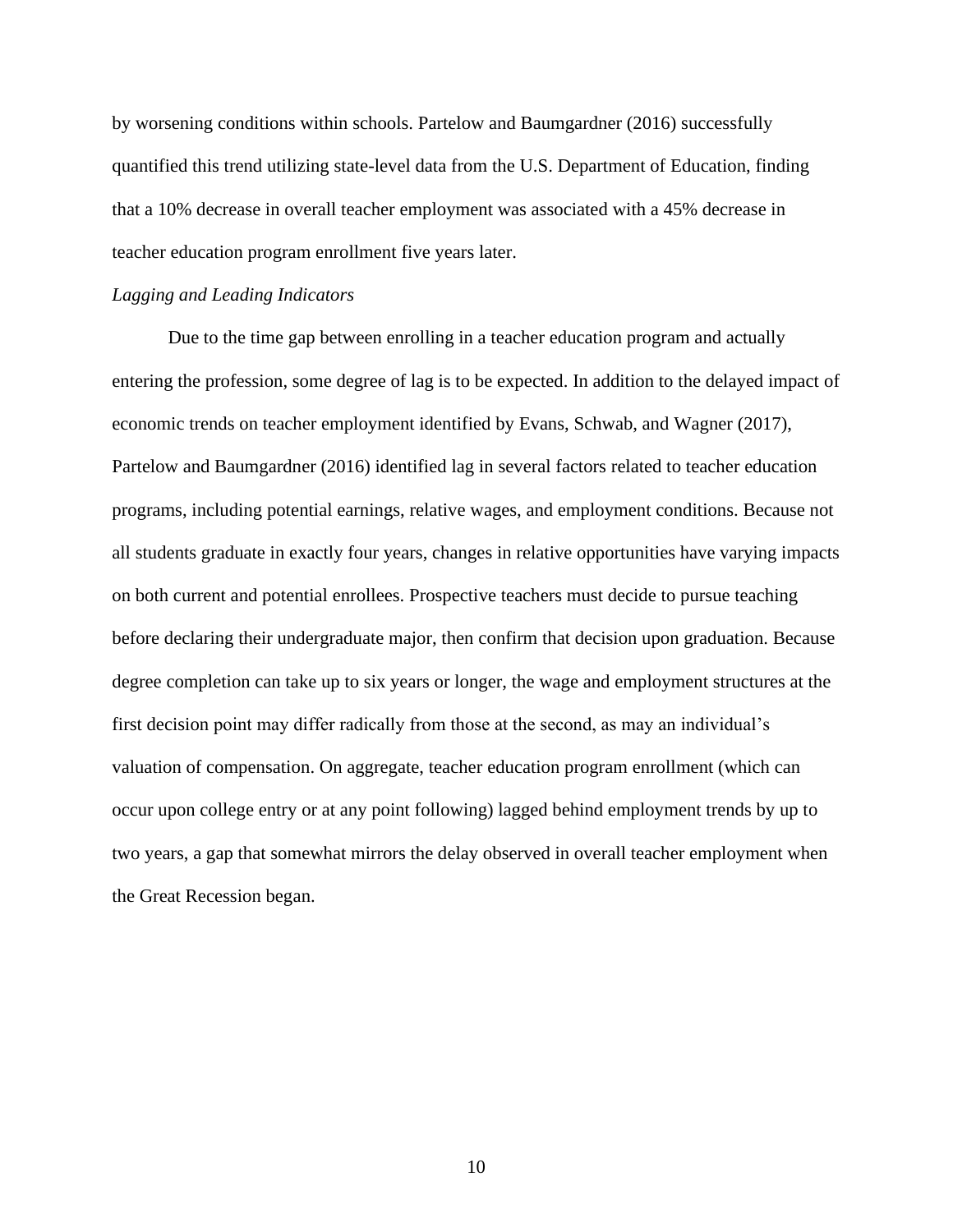by worsening conditions within schools. Partelow and Baumgardner (2016) successfully quantified this trend utilizing state-level data from the U.S. Department of Education, finding that a 10% decrease in overall teacher employment was associated with a 45% decrease in teacher education program enrollment five years later.

*Lagging and Leading Indicators*

Due to the time gap between enrolling in a teacher education program and actually entering the profession, some degree of lag is to be expected. In addition to the delayed impact of economic trends on teacher employment identified by Evans, Schwab, and Wagner (2017), Partelow and Baumgardner (2016) identified lag in several factors related to teacher education programs, including potential earnings, relative wages, and employment conditions. Because not all students graduate in exactly four years, changes in relative opportunities have varying impacts on both current and potential enrollees. Prospective teachers must decide to pursue teaching before declaring their undergraduate major, then confirm that decision upon graduation. Because degree completion can take up to six years or longer, the wage and employment structures at the first decision point may differ radically from those at the second, as may an individual's valuation of compensation. On aggregate, teacher education program enrollment (which can occur upon college entry or at any point following) lagged behind employment trends by up to two years, a gap that somewhat mirrors the delay observed in overall teacher employment when the Great Recession began.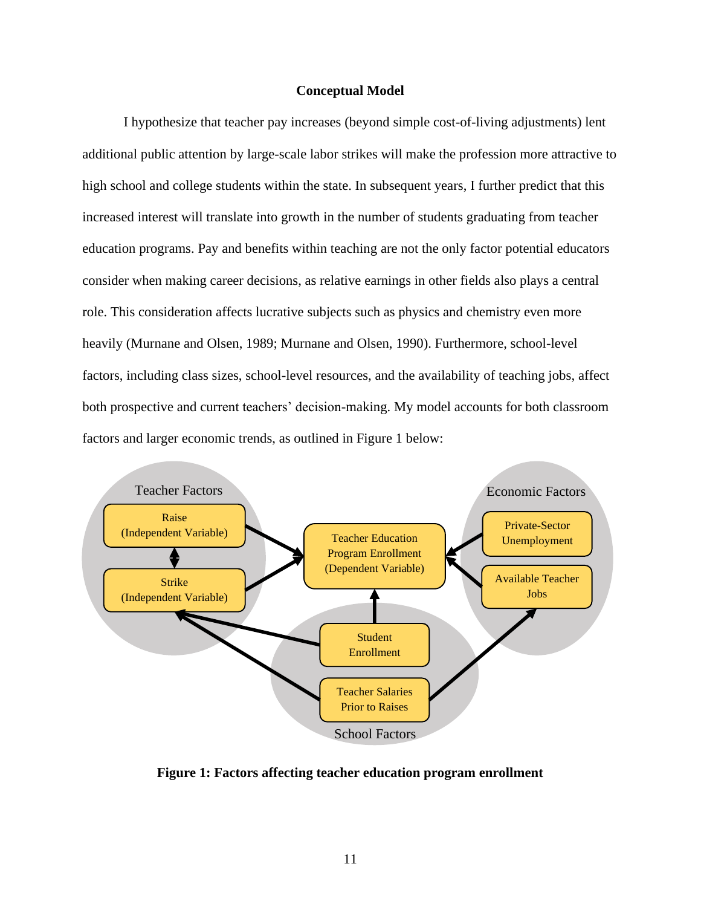**Conceptual Model**

I hypothesize that teacher pay increases (beyond simple cost-of-living adjustments) lent additional public attention by large-scale labor strikes will make the profession more attractive to high school and college students within the state. In subsequent years, I further predict that this increased interest will translate into growth in the number of students graduating from teacher education programs. Pay and benefits within teaching are not the only factor potential educators consider when making career decisions, as relative earnings in other fields also plays a central role. This consideration affects lucrative subjects such as physics and chemistry even more heavily (Murnane and Olsen, 1989; Murnane and Olsen, 1990). Furthermore, school-level factors, including class sizes, school-level resources, and the availability of teaching jobs, affect both prospective and current teachers' decision-making. My model accounts for both classroom factors and larger economic trends, as outlined in Figure 1 below:

Teacher Factors

Raise (Independent Variable)

Strike (Independent Variable)

Teacher Education Program Enrollment (Dependent Variable)

Economic Factors

Private-Sector Unemployment

Available Teacher Jobs

Student Enrollment

Teacher Salaries Prior to Raises

School Factors

**Figure 1: Factors affecting teacher education program enrollment**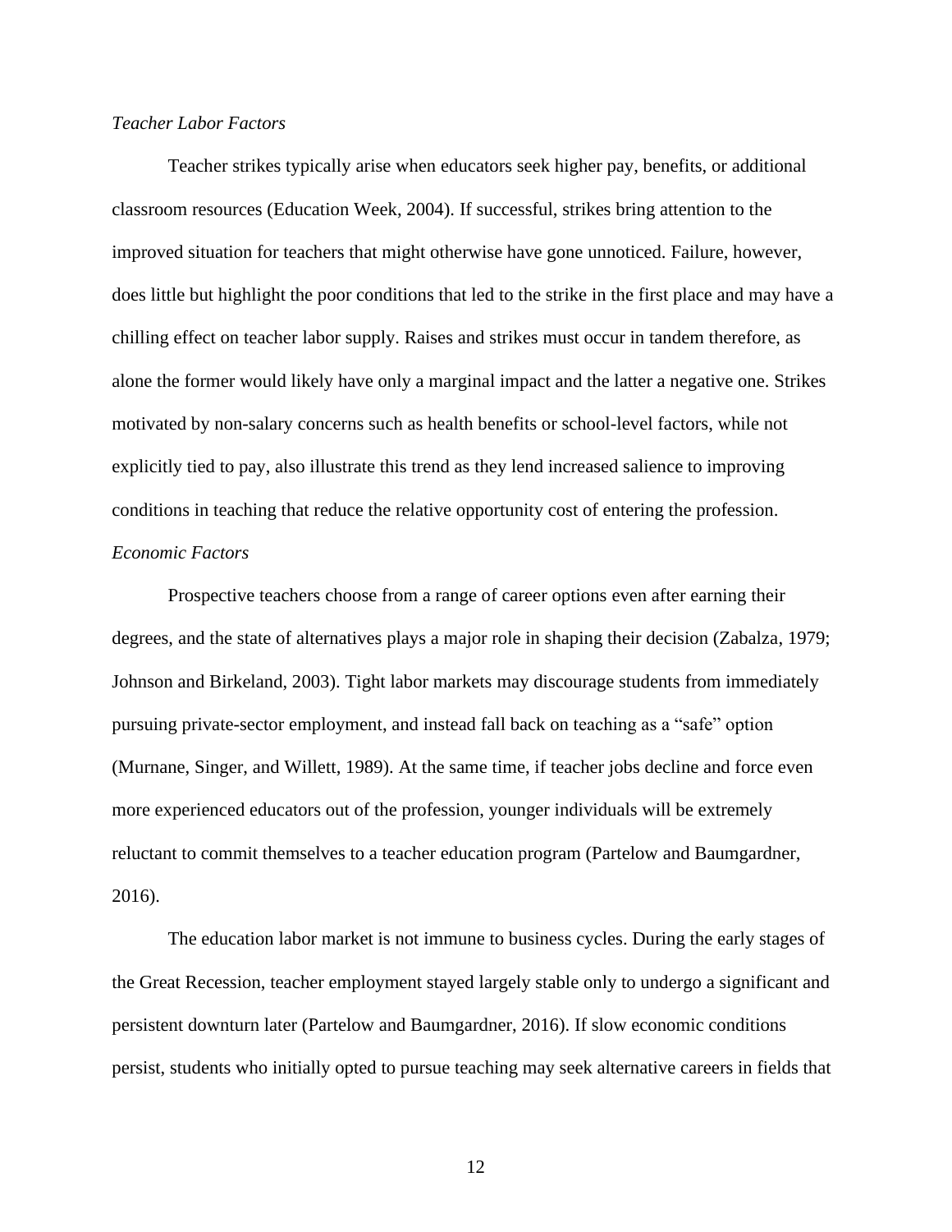*Teacher Labor Factors*

Teacher strikes typically arise when educators seek higher pay, benefits, or additional classroom resources (Education Week, 2004). If successful, strikes bring attention to the improved situation for teachers that might otherwise have gone unnoticed. Failure, however, does little but highlight the poor conditions that led to the strike in the first place and may have a chilling effect on teacher labor supply. Raises and strikes must occur in tandem therefore, as alone the former would likely have only a marginal impact and the latter a negative one. Strikes motivated by non-salary concerns such as health benefits or school-level factors, while not explicitly tied to pay, also illustrate this trend as they lend increased salience to improving conditions in teaching that reduce the relative opportunity cost of entering the profession.

*Economic Factors*

Prospective teachers choose from a range of career options even after earning their degrees, and the state of alternatives plays a major role in shaping their decision (Zabalza, 1979; Johnson and Birkeland, 2003). Tight labor markets may discourage students from immediately pursuing private-sector employment, and instead fall back on teaching as a "safe" option (Murnane, Singer, and Willett, 1989). At the same time, if teacher jobs decline and force even more experienced educators out of the profession, younger individuals will be extremely reluctant to commit themselves to a teacher education program (Partelow and Baumgardner, 2016).

The education labor market is not immune to business cycles. During the early stages of the Great Recession, teacher employment stayed largely stable only to undergo a significant and persistent downturn later (Partelow and Baumgardner, 2016). If slow economic conditions persist, students who initially opted to pursue teaching may seek alternative careers in fields that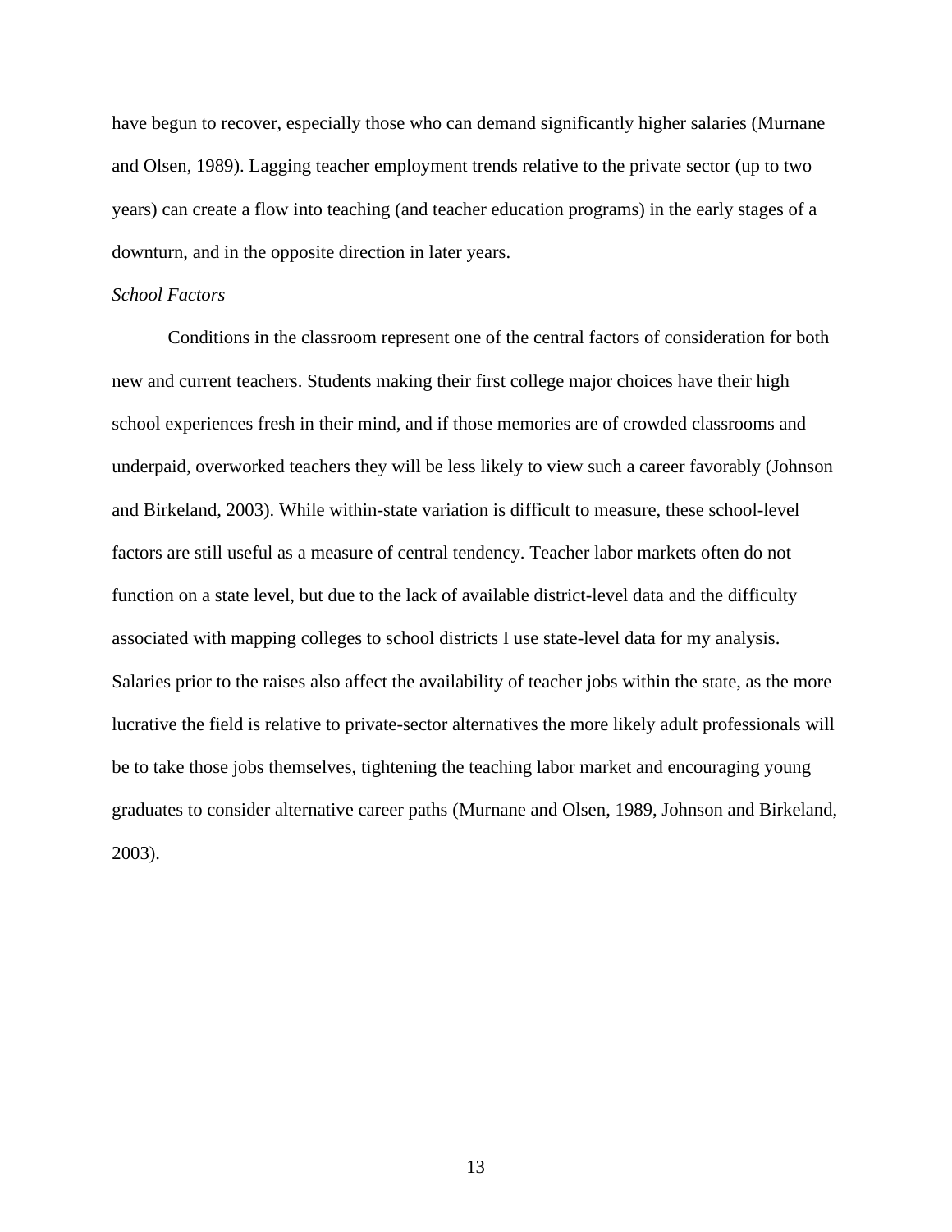have begun to recover, especially those who can demand significantly higher salaries (Murnane and Olsen, 1989). Lagging teacher employment trends relative to the private sector (up to two years) can create a flow into teaching (and teacher education programs) in the early stages of a downturn, and in the opposite direction in later years.

*School Factors*

Conditions in the classroom represent one of the central factors of consideration for both new and current teachers. Students making their first college major choices have their high school experiences fresh in their mind, and if those memories are of crowded classrooms and underpaid, overworked teachers they will be less likely to view such a career favorably (Johnson and Birkeland, 2003). While within-state variation is difficult to measure, these school-level factors are still useful as a measure of central tendency. Teacher labor markets often do not function on a state level, but due to the lack of available district-level data and the difficulty associated with mapping colleges to school districts I use state-level data for my analysis. Salaries prior to the raises also affect the availability of teacher jobs within the state, as the more lucrative the field is relative to private-sector alternatives the more likely adult professionals will be to take those jobs themselves, tightening the teaching labor market and encouraging young graduates to consider alternative career paths (Murnane and Olsen, 1989, Johnson and Birkeland, 2003).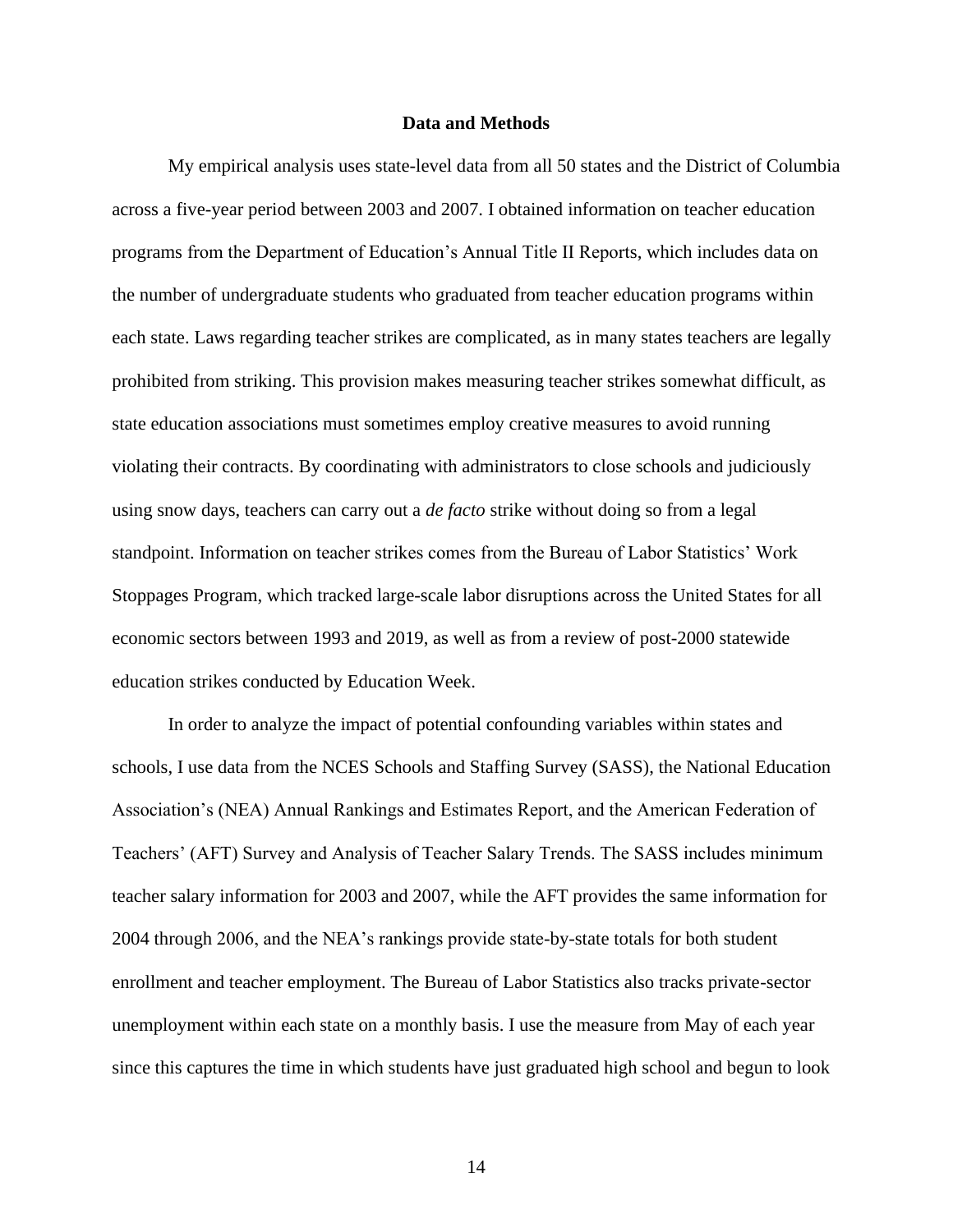## Data and Methods

My empirical analysis uses state-level data from all 50 states and the District of Columbia across a five-year period between 2003 and 2007. I obtained information on teacher education programs from the Department of Education's Annual Title II Reports, which includes data on the number of undergraduate students who graduated from teacher education programs within each state. Laws regarding teacher strikes are complicated, as in many states teachers are legally prohibited from striking. This provision makes measuring teacher strikes somewhat difficult, as state education associations must sometimes employ creative measures to avoid running violating their contracts. By coordinating with administrators to close schools and judiciously using snow days, teachers can carry out a *de facto* strike without doing so from a legal standpoint. Information on teacher strikes comes from the Bureau of Labor Statistics' Work Stoppages Program, which tracked large-scale labor disruptions across the United States for all economic sectors between 1993 and 2019, as well as from a review of post-2000 statewide education strikes conducted by Education Week.

In order to analyze the impact of potential confounding variables within states and schools, I use data from the NCES Schools and Staffing Survey (SASS), the National Education Association's (NEA) Annual Rankings and Estimates Report, and the American Federation of Teachers' (AFT) Survey and Analysis of Teacher Salary Trends. The SASS includes minimum teacher salary information for 2003 and 2007, while the AFT provides the same information for 2004 through 2006, and the NEA's rankings provide state-by-state totals for both student enrollment and teacher employment. The Bureau of Labor Statistics also tracks private-sector unemployment within each state on a monthly basis. I use the measure from May of each year since this captures the time in which students have just graduated high school and begun to look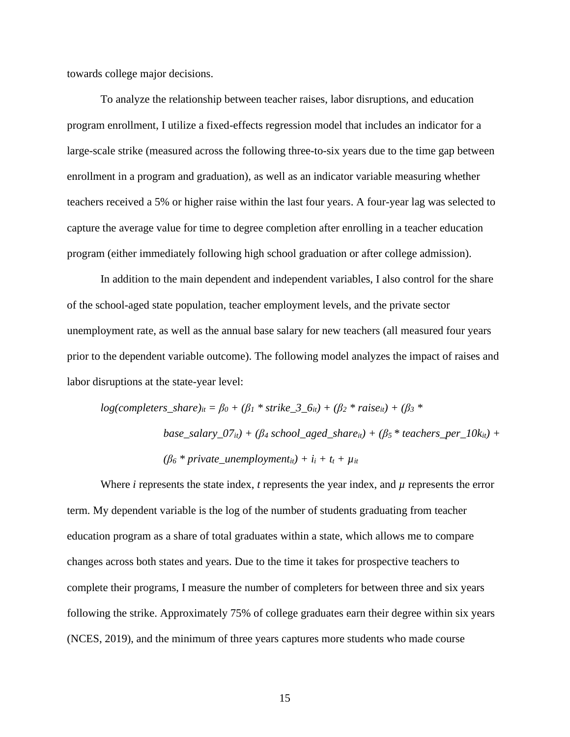towards college major decisions.

To analyze the relationship between teacher raises, labor disruptions, and education program enrollment, I utilize a fixed-effects regression model that includes an indicator for a large-scale strike (measured across the following three-to-six years due to the time gap between enrollment in a program and graduation), as well as an indicator variable measuring whether teachers received a 5% or higher raise within the last four years. A four-year lag was selected to capture the average value for time to degree completion after enrolling in a teacher education program (either immediately following high school graduation or after college admission).

In addition to the main dependent and independent variables, I also control for the share of the school-aged state population, teacher employment levels, and the private sector unemployment rate, as well as the annual base salary for new teachers (all measured four years prior to the dependent variable outcome). The following model analyzes the impact of raises and labor disruptions at the state-year level:

$$
\begin{aligned}
log(completers\_share)_{it} = \beta_0 + (\beta_1 * strike\_3\_6_{it}) + (\beta_2 * raise_{it}) + (\beta_3 * \\
base\_salary\_07_{it}) + (\beta_4\, school\_aged\_share_{it}) + (\beta_5 * teachers\_per\_10k_{it}) + \\
(\beta_6 * private\_unemployment_{it}) + i_i + t_t + \mu_{it}
\end{aligned}
$$

Where $i$ represents the state index, $t$ represents the year index, and $\mu$ represents the error term. My dependent variable is the log of the number of students graduating from teacher education program as a share of total graduates within a state, which allows me to compare changes across both states and years. Due to the time it takes for prospective teachers to complete their programs, I measure the number of completers for between three and six years following the strike. Approximately 75% of college graduates earn their degree within six years (NCES, 2019), and the minimum of three years captures more students who made course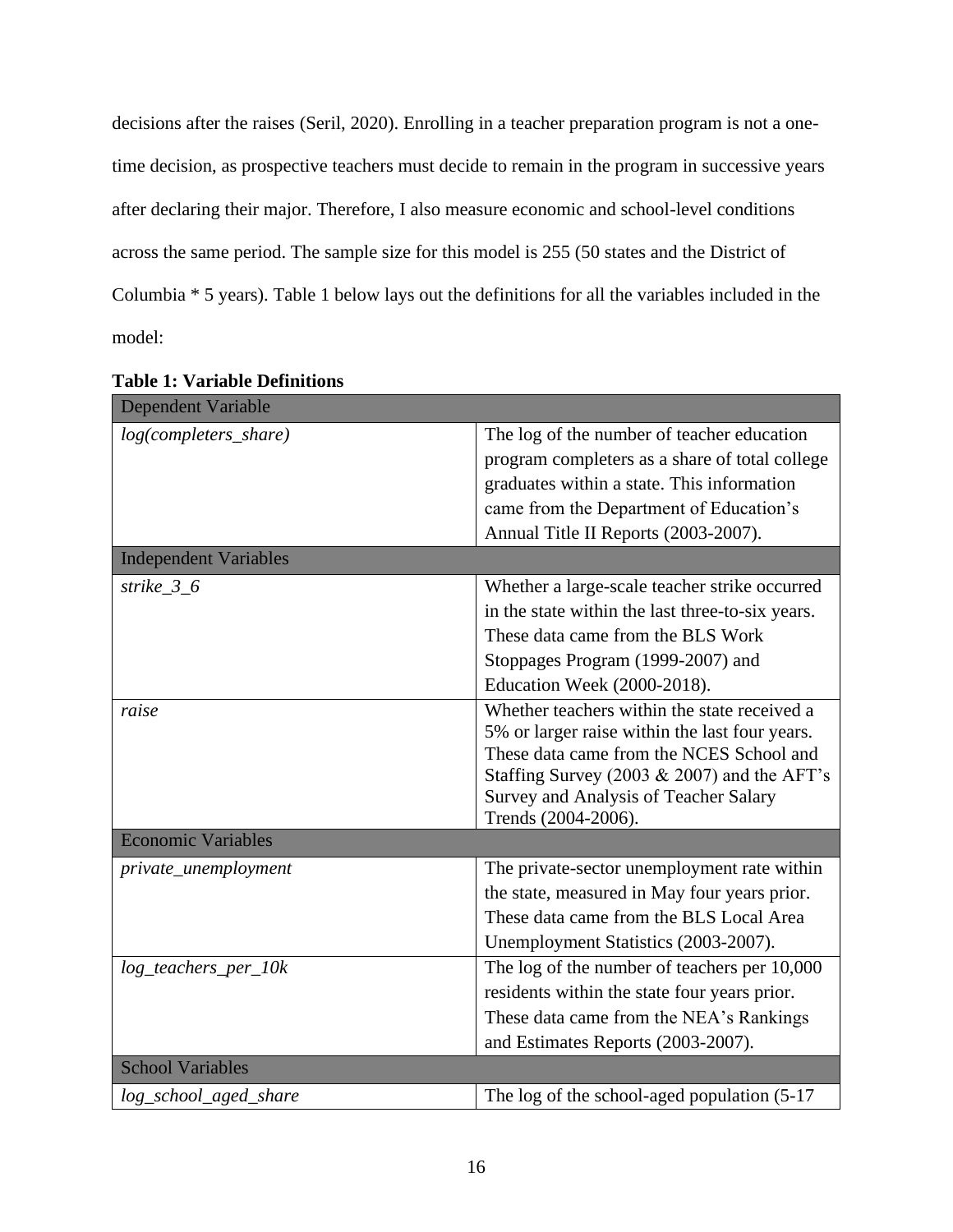decisions after the raises (Seril, 2020). Enrolling in a teacher preparation program is not a one-time decision, as prospective teachers must decide to remain in the program in successive years after declaring their major. Therefore, I also measure economic and school-level conditions across the same period. The sample size for this model is 255 (50 states and the District of Columbia * 5 years). Table 1 below lays out the definitions for all the variables included in the model:

**Table 1: Variable Definitions**

| Dependent Variable | |
|---|---|
| *log(completers_share)* | The log of the number of teacher education program completers as a share of total college graduates within a state. This information came from the Department of Education's Annual Title II Reports (2003-2007). |
| **Independent Variables** | |
| *strike_3_6* | Whether a large-scale teacher strike occurred in the state within the last three-to-six years. These data came from the BLS Work Stoppages Program (1999-2007) and Education Week (2000-2018). |
| *raise* | Whether teachers within the state received a 5% or larger raise within the last four years. These data came from the NCES School and Staffing Survey (2003 & 2007) and the AFT's Survey and Analysis of Teacher Salary Trends (2004-2006). |
| **Economic Variables** | |
| *private_unemployment* | The private-sector unemployment rate within the state, measured in May four years prior. These data came from the BLS Local Area Unemployment Statistics (2003-2007). |
| *log_teachers_per_10k* | The log of the number of teachers per 10,000 residents within the state four years prior. These data came from the NEA's Rankings and Estimates Reports (2003-2007). |
| **School Variables** | |
| *log_school_aged_share* | The log of the school-aged population (5-17 |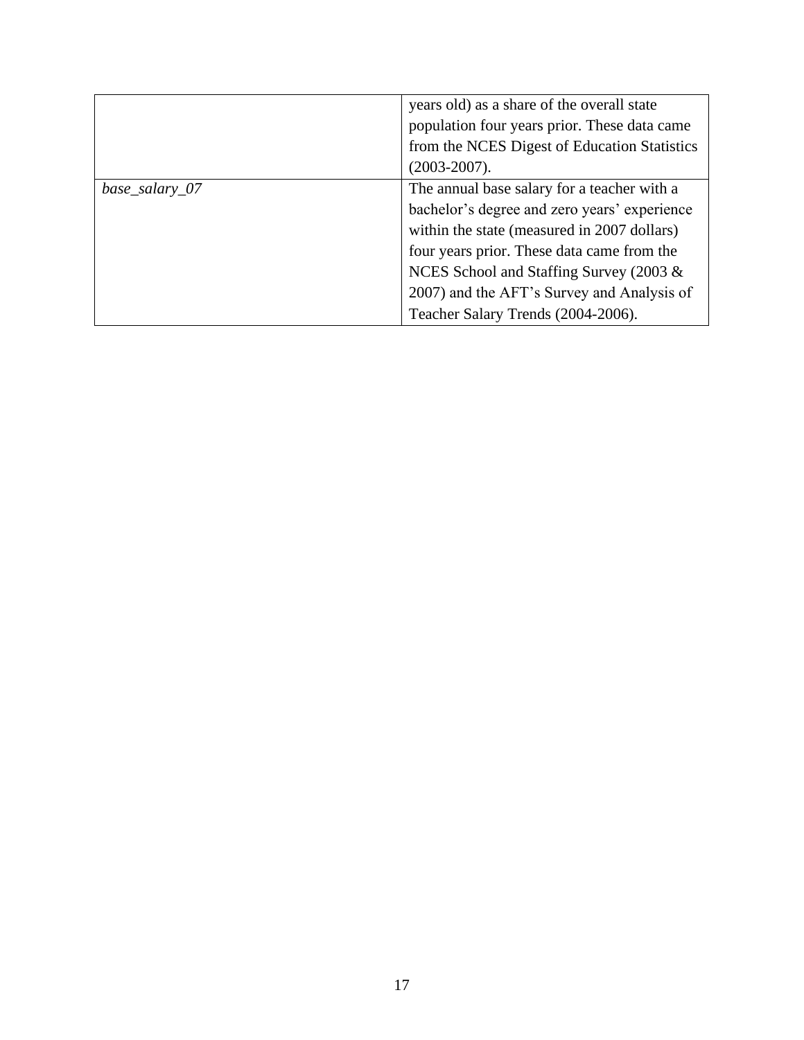| | |
|---|---|
| | years old) as a share of the overall state population four years prior. These data came from the NCES Digest of Education Statistics (2003-2007). |
| *base_salary_07* | The annual base salary for a teacher with a bachelor's degree and zero years' experience within the state (measured in 2007 dollars) four years prior. These data came from the NCES School and Staffing Survey (2003 & 2007) and the AFT's Survey and Analysis of Teacher Salary Trends (2004-2006). |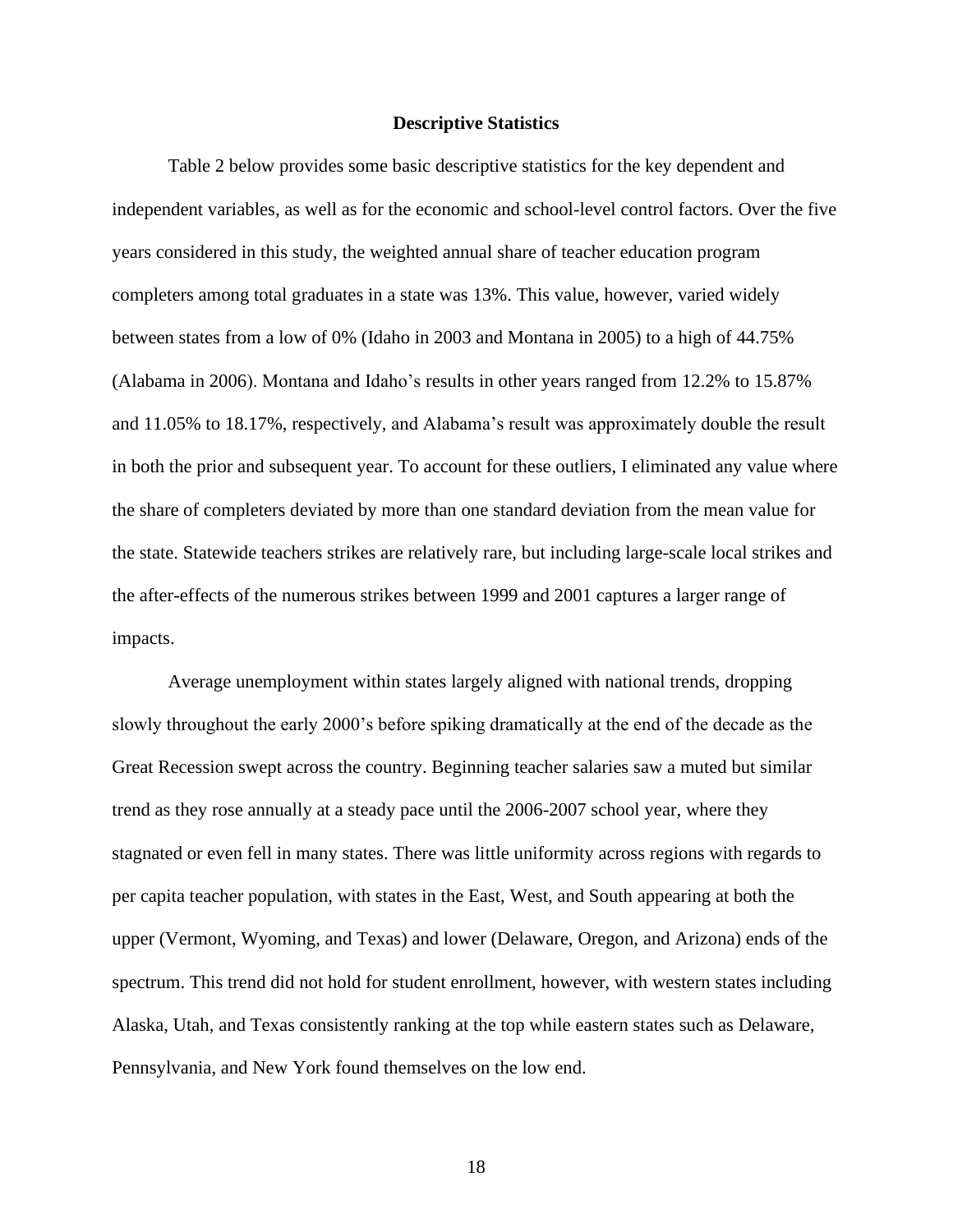## Descriptive Statistics

Table 2 below provides some basic descriptive statistics for the key dependent and independent variables, as well as for the economic and school-level control factors. Over the five years considered in this study, the weighted annual share of teacher education program completers among total graduates in a state was 13%. This value, however, varied widely between states from a low of 0% (Idaho in 2003 and Montana in 2005) to a high of 44.75% (Alabama in 2006). Montana and Idaho's results in other years ranged from 12.2% to 15.87% and 11.05% to 18.17%, respectively, and Alabama's result was approximately double the result in both the prior and subsequent year. To account for these outliers, I eliminated any value where the share of completers deviated by more than one standard deviation from the mean value for the state. Statewide teachers strikes are relatively rare, but including large-scale local strikes and the after-effects of the numerous strikes between 1999 and 2001 captures a larger range of impacts.

Average unemployment within states largely aligned with national trends, dropping slowly throughout the early 2000's before spiking dramatically at the end of the decade as the Great Recession swept across the country. Beginning teacher salaries saw a muted but similar trend as they rose annually at a steady pace until the 2006-2007 school year, where they stagnated or even fell in many states. There was little uniformity across regions with regards to per capita teacher population, with states in the East, West, and South appearing at both the upper (Vermont, Wyoming, and Texas) and lower (Delaware, Oregon, and Arizona) ends of the spectrum. This trend did not hold for student enrollment, however, with western states including Alaska, Utah, and Texas consistently ranking at the top while eastern states such as Delaware, Pennsylvania, and New York found themselves on the low end.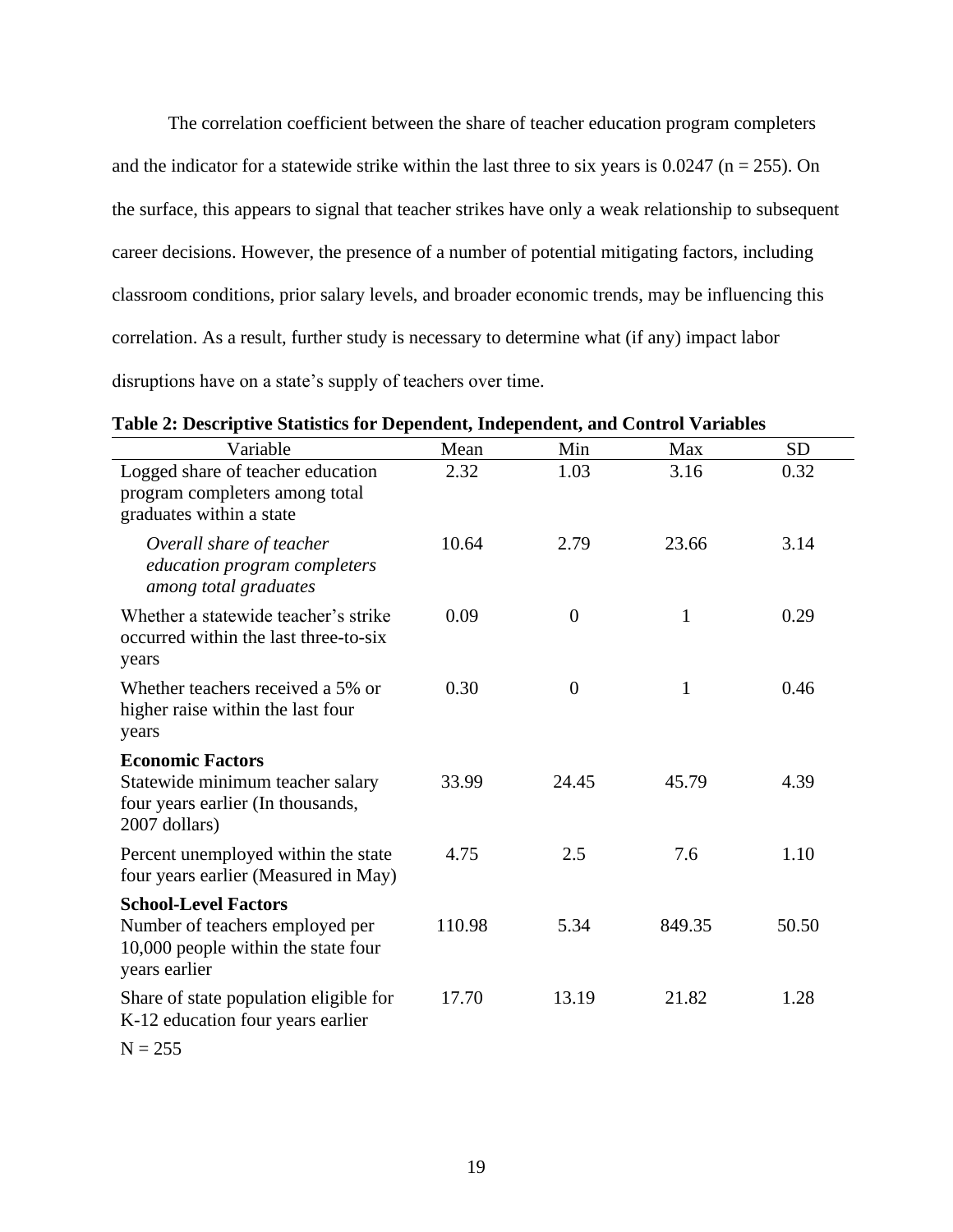The correlation coefficient between the share of teacher education program completers and the indicator for a statewide strike within the last three to six years is 0.0247 (n = 255). On the surface, this appears to signal that teacher strikes have only a weak relationship to subsequent career decisions. However, the presence of a number of potential mitigating factors, including classroom conditions, prior salary levels, and broader economic trends, may be influencing this correlation. As a result, further study is necessary to determine what (if any) impact labor disruptions have on a state's supply of teachers over time.

**Table 2: Descriptive Statistics for Dependent, Independent, and Control Variables**

| Variable | Mean | Min | Max | SD |
|---|---|---|---|---|
| Logged share of teacher education program completers among total graduates within a state | 2.32 | 1.03 | 3.16 | 0.32 |
| *Overall share of teacher education program completers among total graduates* | 10.64 | 2.79 | 23.66 | 3.14 |
| Whether a statewide teacher's strike occurred within the last three-to-six years | 0.09 | 0 | 1 | 0.29 |
| Whether teachers received a 5% or higher raise within the last four years | 0.30 | 0 | 1 | 0.46 |
| **Economic Factors** | | | | |
| Statewide minimum teacher salary four years earlier (In thousands, 2007 dollars) | 33.99 | 24.45 | 45.79 | 4.39 |
| Percent unemployed within the state four years earlier (Measured in May) | 4.75 | 2.5 | 7.6 | 1.10 |
| **School-Level Factors** | | | | |
| Number of teachers employed per 10,000 people within the state four years earlier | 110.98 | 5.34 | 849.35 | 50.50 |
| Share of state population eligible for K-12 education four years earlier | 17.70 | 13.19 | 21.82 | 1.28 |

N = 255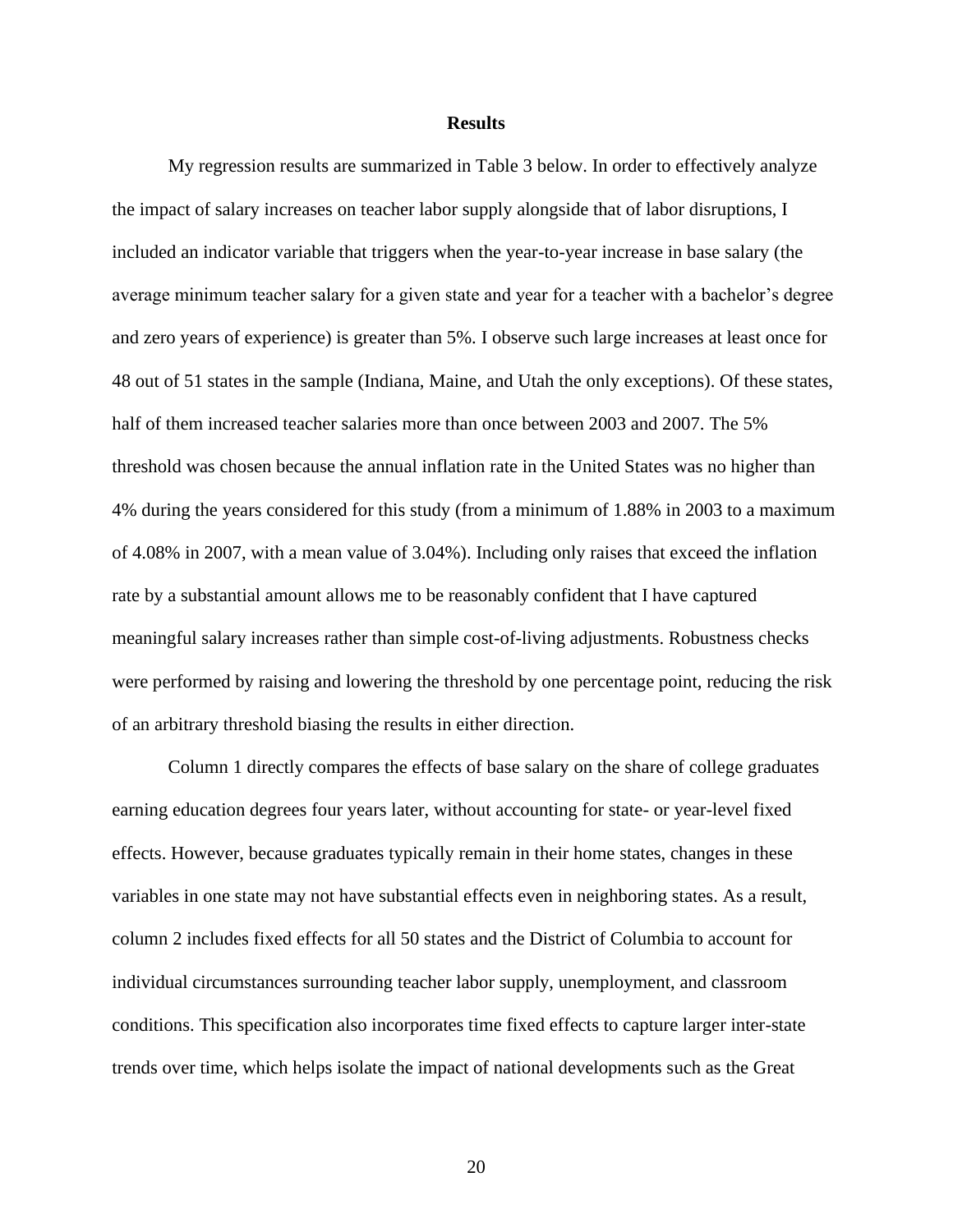## Results

My regression results are summarized in Table 3 below. In order to effectively analyze the impact of salary increases on teacher labor supply alongside that of labor disruptions, I included an indicator variable that triggers when the year-to-year increase in base salary (the average minimum teacher salary for a given state and year for a teacher with a bachelor's degree and zero years of experience) is greater than 5%. I observe such large increases at least once for 48 out of 51 states in the sample (Indiana, Maine, and Utah the only exceptions). Of these states, half of them increased teacher salaries more than once between 2003 and 2007. The 5% threshold was chosen because the annual inflation rate in the United States was no higher than 4% during the years considered for this study (from a minimum of 1.88% in 2003 to a maximum of 4.08% in 2007, with a mean value of 3.04%). Including only raises that exceed the inflation rate by a substantial amount allows me to be reasonably confident that I have captured meaningful salary increases rather than simple cost-of-living adjustments. Robustness checks were performed by raising and lowering the threshold by one percentage point, reducing the risk of an arbitrary threshold biasing the results in either direction.

Column 1 directly compares the effects of base salary on the share of college graduates earning education degrees four years later, without accounting for state- or year-level fixed effects. However, because graduates typically remain in their home states, changes in these variables in one state may not have substantial effects even in neighboring states. As a result, column 2 includes fixed effects for all 50 states and the District of Columbia to account for individual circumstances surrounding teacher labor supply, unemployment, and classroom conditions. This specification also incorporates time fixed effects to capture larger inter-state trends over time, which helps isolate the impact of national developments such as the Great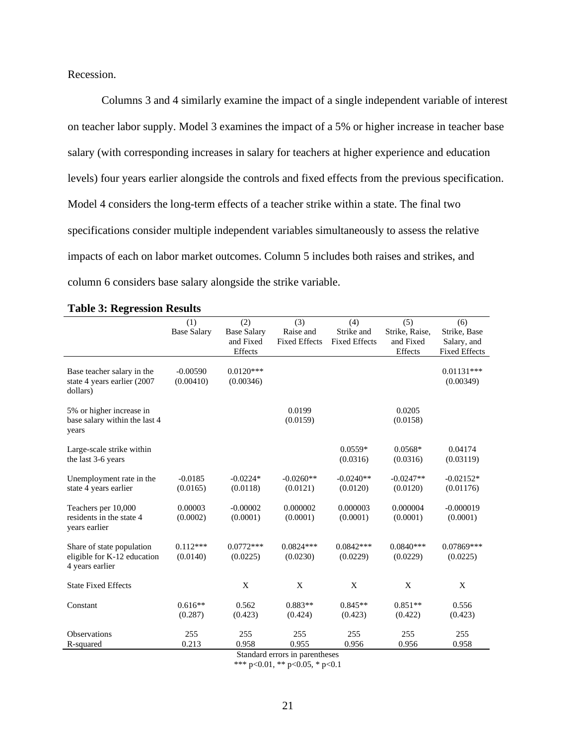Recession.

Columns 3 and 4 similarly examine the impact of a single independent variable of interest on teacher labor supply. Model 3 examines the impact of a 5% or higher increase in teacher base salary (with corresponding increases in salary for teachers at higher experience and education levels) four years earlier alongside the controls and fixed effects from the previous specification. Model 4 considers the long-term effects of a teacher strike within a state. The final two specifications consider multiple independent variables simultaneously to assess the relative impacts of each on labor market outcomes. Column 5 includes both raises and strikes, and column 6 considers base salary alongside the strike variable.

**Table 3: Regression Results**

| | (1) Base Salary | (2) Base Salary and Fixed Effects | (3) Raise and Fixed Effects | (4) Strike and Fixed Effects | (5) Strike, Raise, and Fixed Effects | (6) Strike, Base Salary, and Fixed Effects |
|---|---|---|---|---|---|---|
| Base teacher salary in the state 4 years earlier (2007 dollars) | -0.00590 (0.00410) | 0.0120*** (0.00346) | | | | 0.01131*** (0.00349) |
| 5% or higher increase in base salary within the last 4 years | | | 0.0199 (0.0159) | | 0.0205 (0.0158) | |
| Large-scale strike within the last 3-6 years | | | | 0.0559* (0.0316) | 0.0568* (0.0316) | 0.04174 (0.03119) |
| Unemployment rate in the state 4 years earlier | -0.0185 (0.0165) | -0.0224* (0.0118) | -0.0260** (0.0121) | -0.0240** (0.0120) | -0.0247** (0.0120) | -0.02152* (0.01176) |
| Teachers per 10,000 residents in the state 4 years earlier | 0.00003 (0.0002) | -0.00002 (0.0001) | 0.000002 (0.0001) | 0.000003 (0.0001) | 0.000004 (0.0001) | -0.000019 (0.0001) |
| Share of state population eligible for K-12 education 4 years earlier | 0.112*** (0.0140) | 0.0772*** (0.0225) | 0.0824*** (0.0230) | 0.0842*** (0.0229) | 0.0840*** (0.0229) | 0.07869*** (0.0225) |
| State Fixed Effects | | X | X | X | X | X |
| Constant | 0.616** (0.287) | 0.562 (0.423) | 0.883** (0.424) | 0.845** (0.423) | 0.851** (0.422) | 0.556 (0.423) |
| Observations | 255 | 255 | 255 | 255 | 255 | 255 |
| R-squared | 0.213 | 0.958 | 0.955 | 0.956 | 0.956 | 0.958 |

Standard errors in parentheses
*** $p<0.01$, ** $p<0.05$, * $p<0.1$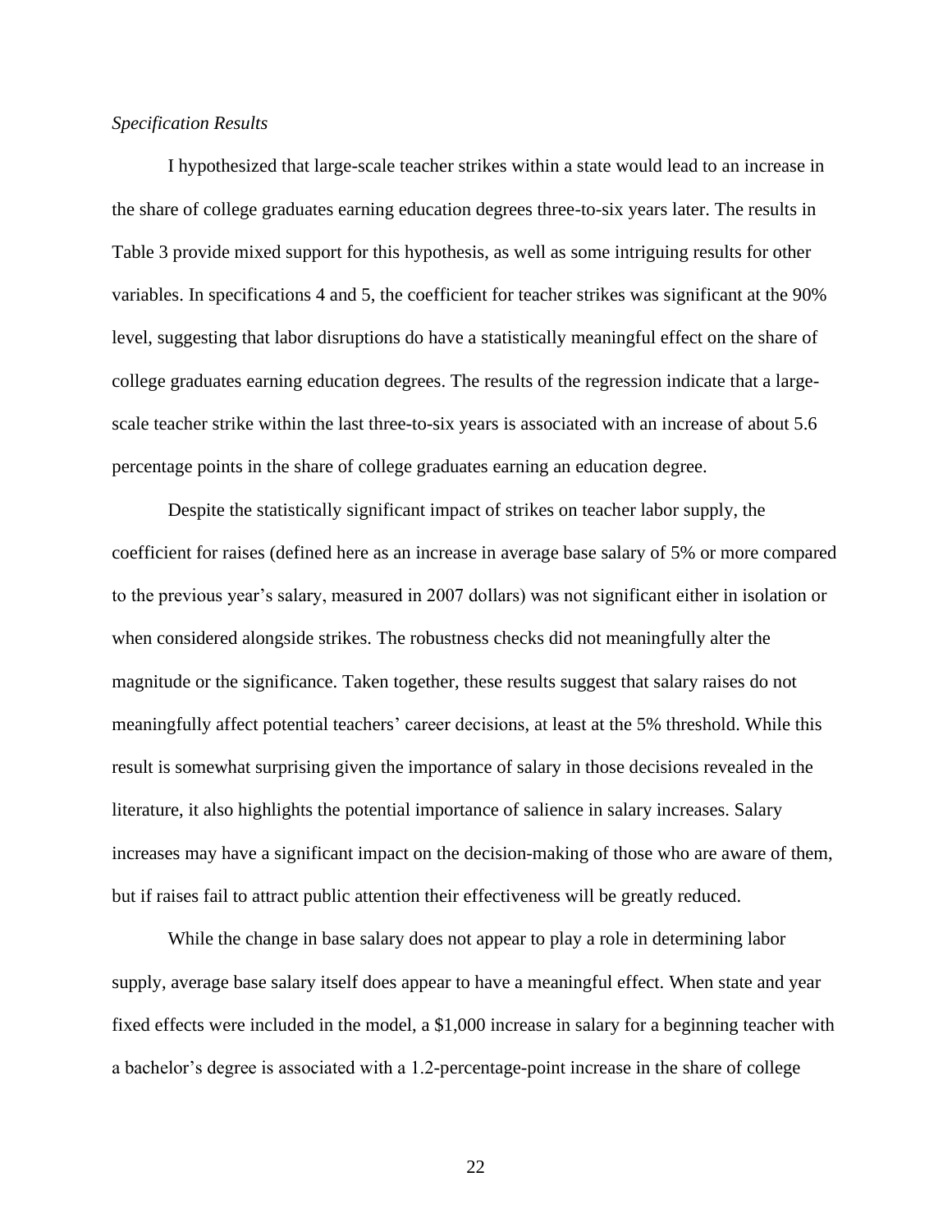*Specification Results*

I hypothesized that large-scale teacher strikes within a state would lead to an increase in the share of college graduates earning education degrees three-to-six years later. The results in Table 3 provide mixed support for this hypothesis, as well as some intriguing results for other variables. In specifications 4 and 5, the coefficient for teacher strikes was significant at the 90% level, suggesting that labor disruptions do have a statistically meaningful effect on the share of college graduates earning education degrees. The results of the regression indicate that a large-scale teacher strike within the last three-to-six years is associated with an increase of about 5.6 percentage points in the share of college graduates earning an education degree.

Despite the statistically significant impact of strikes on teacher labor supply, the coefficient for raises (defined here as an increase in average base salary of 5% or more compared to the previous year's salary, measured in 2007 dollars) was not significant either in isolation or when considered alongside strikes. The robustness checks did not meaningfully alter the magnitude or the significance. Taken together, these results suggest that salary raises do not meaningfully affect potential teachers' career decisions, at least at the 5% threshold. While this result is somewhat surprising given the importance of salary in those decisions revealed in the literature, it also highlights the potential importance of salience in salary increases. Salary increases may have a significant impact on the decision-making of those who are aware of them, but if raises fail to attract public attention their effectiveness will be greatly reduced.

While the change in base salary does not appear to play a role in determining labor supply, average base salary itself does appear to have a meaningful effect. When state and year fixed effects were included in the model, a $1,000 increase in salary for a beginning teacher with a bachelor's degree is associated with a 1.2-percentage-point increase in the share of college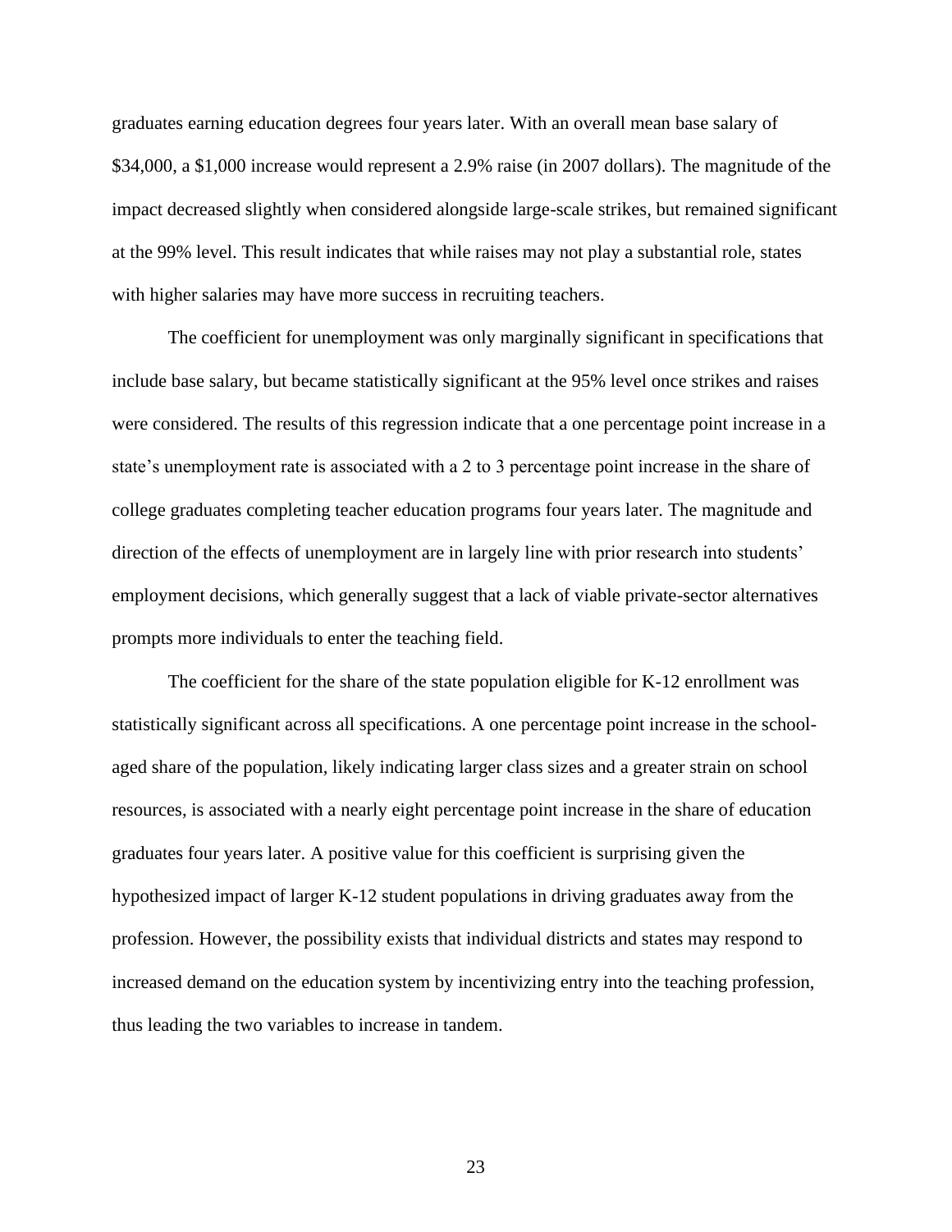graduates earning education degrees four years later. With an overall mean base salary of $34,000, a $1,000 increase would represent a 2.9% raise (in 2007 dollars). The magnitude of the impact decreased slightly when considered alongside large-scale strikes, but remained significant at the 99% level. This result indicates that while raises may not play a substantial role, states with higher salaries may have more success in recruiting teachers.

The coefficient for unemployment was only marginally significant in specifications that include base salary, but became statistically significant at the 95% level once strikes and raises were considered. The results of this regression indicate that a one percentage point increase in a state's unemployment rate is associated with a 2 to 3 percentage point increase in the share of college graduates completing teacher education programs four years later. The magnitude and direction of the effects of unemployment are in largely line with prior research into students' employment decisions, which generally suggest that a lack of viable private-sector alternatives prompts more individuals to enter the teaching field.

The coefficient for the share of the state population eligible for K-12 enrollment was statistically significant across all specifications. A one percentage point increase in the school-aged share of the population, likely indicating larger class sizes and a greater strain on school resources, is associated with a nearly eight percentage point increase in the share of education graduates four years later. A positive value for this coefficient is surprising given the hypothesized impact of larger K-12 student populations in driving graduates away from the profession. However, the possibility exists that individual districts and states may respond to increased demand on the education system by incentivizing entry into the teaching profession, thus leading the two variables to increase in tandem.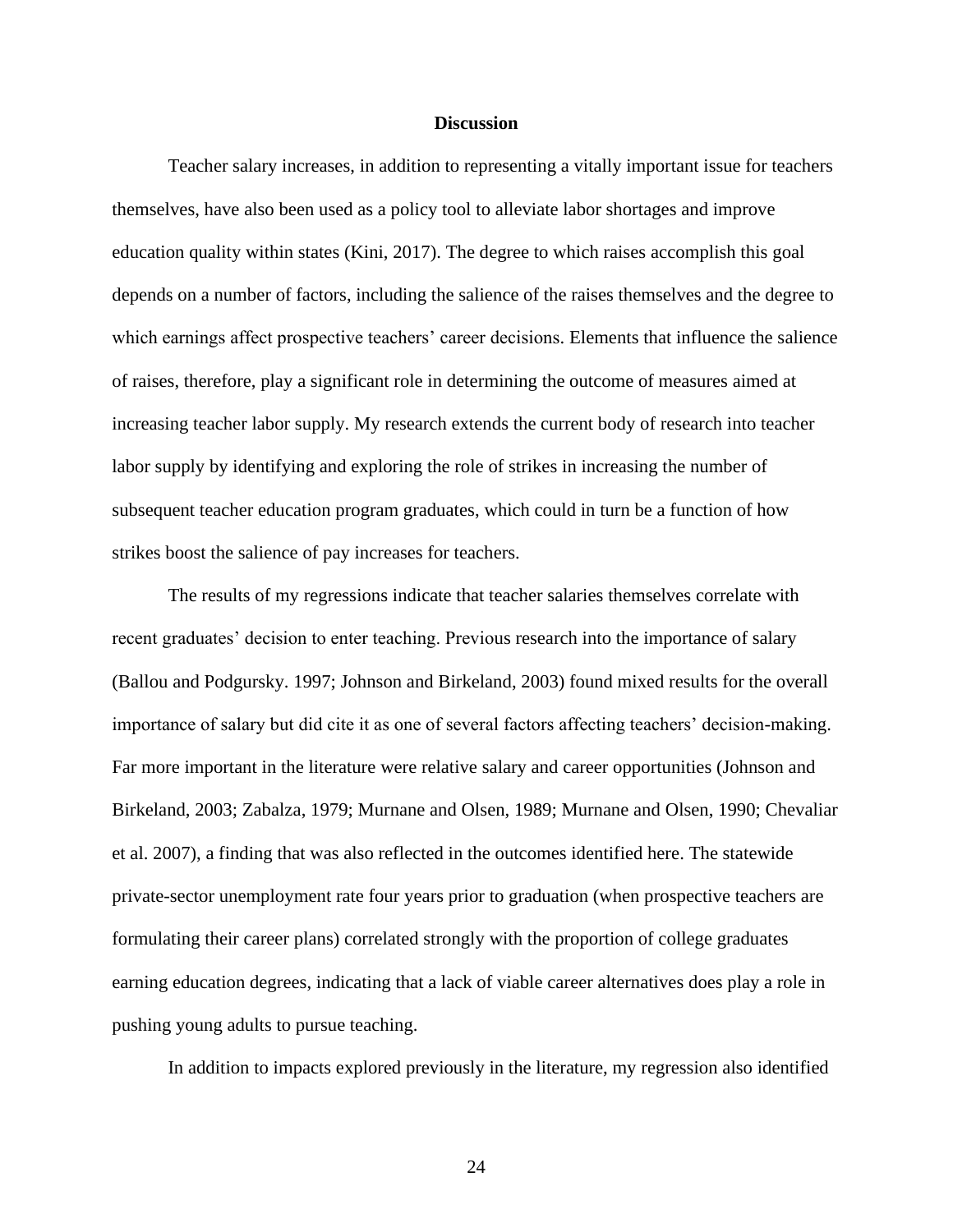## Discussion

Teacher salary increases, in addition to representing a vitally important issue for teachers themselves, have also been used as a policy tool to alleviate labor shortages and improve education quality within states (Kini, 2017). The degree to which raises accomplish this goal depends on a number of factors, including the salience of the raises themselves and the degree to which earnings affect prospective teachers' career decisions. Elements that influence the salience of raises, therefore, play a significant role in determining the outcome of measures aimed at increasing teacher labor supply. My research extends the current body of research into teacher labor supply by identifying and exploring the role of strikes in increasing the number of subsequent teacher education program graduates, which could in turn be a function of how strikes boost the salience of pay increases for teachers.

The results of my regressions indicate that teacher salaries themselves correlate with recent graduates' decision to enter teaching. Previous research into the importance of salary (Ballou and Podgursky. 1997; Johnson and Birkeland, 2003) found mixed results for the overall importance of salary but did cite it as one of several factors affecting teachers' decision-making. Far more important in the literature were relative salary and career opportunities (Johnson and Birkeland, 2003; Zabalza, 1979; Murnane and Olsen, 1989; Murnane and Olsen, 1990; Chevaliar et al. 2007), a finding that was also reflected in the outcomes identified here. The statewide private-sector unemployment rate four years prior to graduation (when prospective teachers are formulating their career plans) correlated strongly with the proportion of college graduates earning education degrees, indicating that a lack of viable career alternatives does play a role in pushing young adults to pursue teaching.

In addition to impacts explored previously in the literature, my regression also identified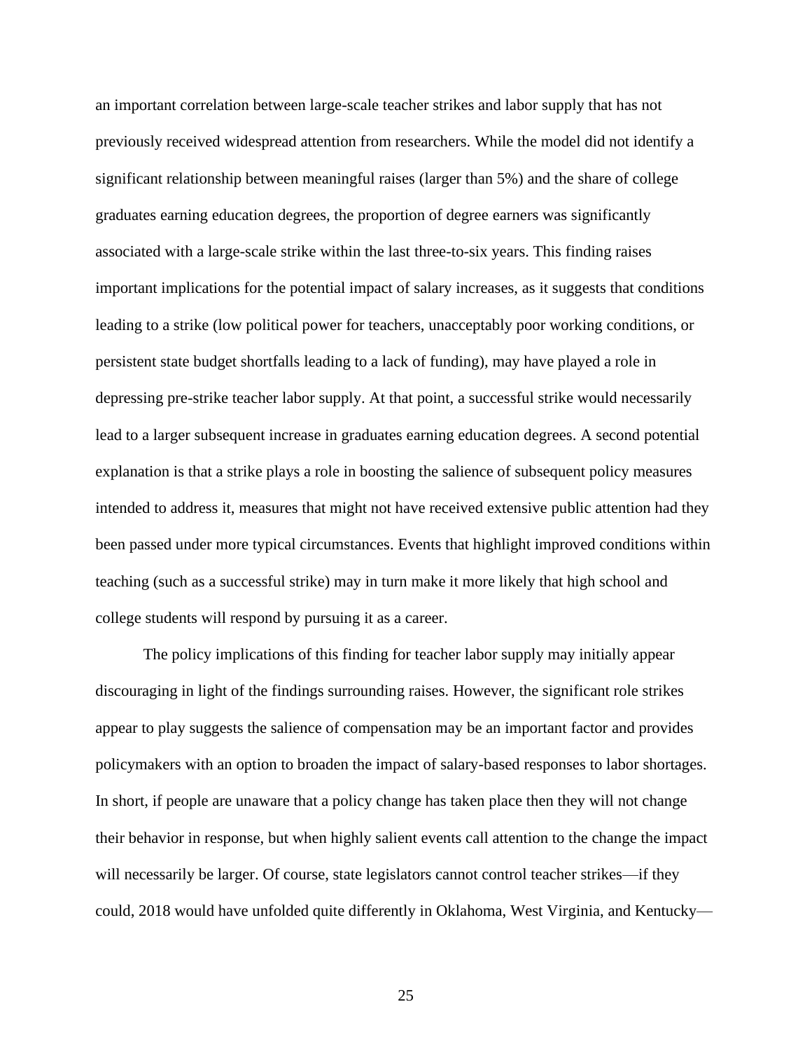an important correlation between large-scale teacher strikes and labor supply that has not previously received widespread attention from researchers. While the model did not identify a significant relationship between meaningful raises (larger than 5%) and the share of college graduates earning education degrees, the proportion of degree earners was significantly associated with a large-scale strike within the last three-to-six years. This finding raises important implications for the potential impact of salary increases, as it suggests that conditions leading to a strike (low political power for teachers, unacceptably poor working conditions, or persistent state budget shortfalls leading to a lack of funding), may have played a role in depressing pre-strike teacher labor supply. At that point, a successful strike would necessarily lead to a larger subsequent increase in graduates earning education degrees. A second potential explanation is that a strike plays a role in boosting the salience of subsequent policy measures intended to address it, measures that might not have received extensive public attention had they been passed under more typical circumstances. Events that highlight improved conditions within teaching (such as a successful strike) may in turn make it more likely that high school and college students will respond by pursuing it as a career.

The policy implications of this finding for teacher labor supply may initially appear discouraging in light of the findings surrounding raises. However, the significant role strikes appear to play suggests the salience of compensation may be an important factor and provides policymakers with an option to broaden the impact of salary-based responses to labor shortages. In short, if people are unaware that a policy change has taken place then they will not change their behavior in response, but when highly salient events call attention to the change the impact will necessarily be larger. Of course, state legislators cannot control teacher strikes—if they could, 2018 would have unfolded quite differently in Oklahoma, West Virginia, and Kentucky—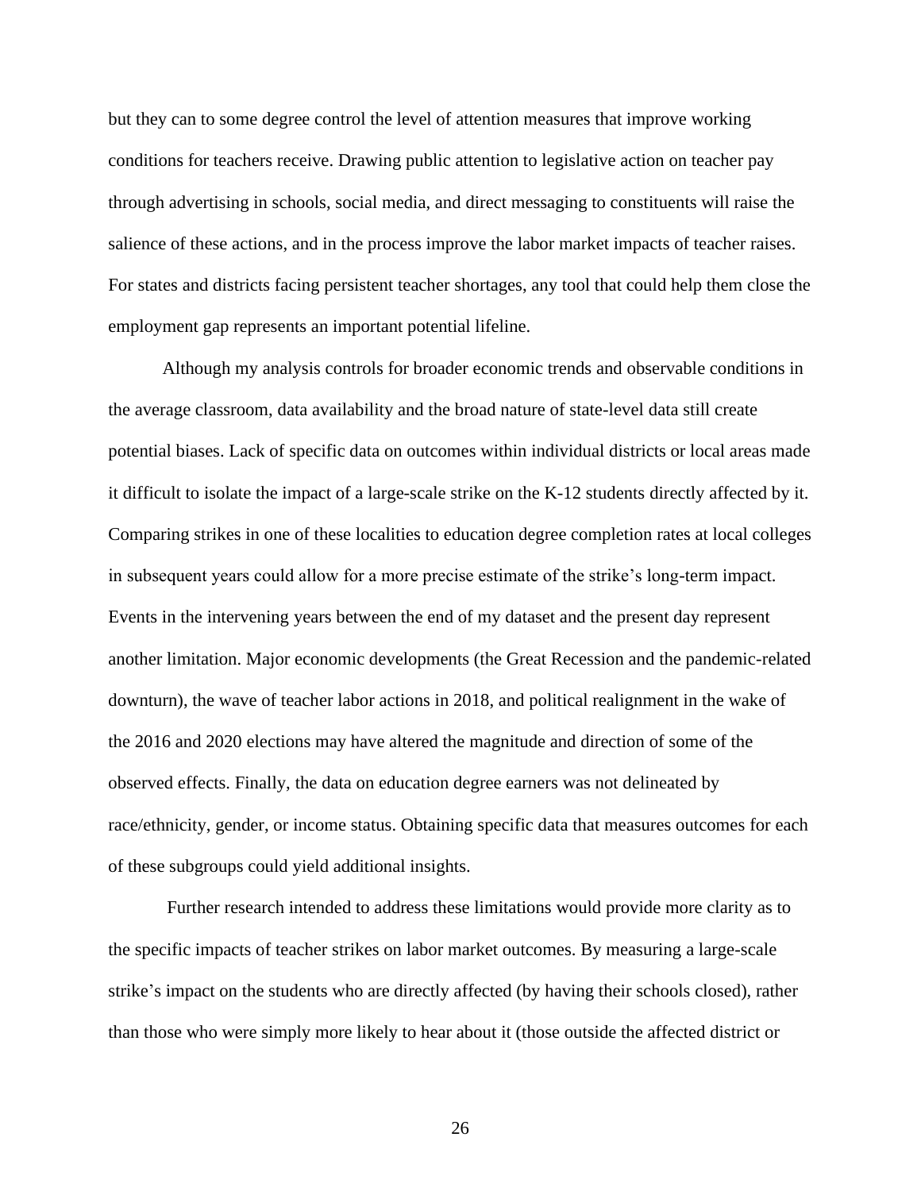but they can to some degree control the level of attention measures that improve working conditions for teachers receive. Drawing public attention to legislative action on teacher pay through advertising in schools, social media, and direct messaging to constituents will raise the salience of these actions, and in the process improve the labor market impacts of teacher raises. For states and districts facing persistent teacher shortages, any tool that could help them close the employment gap represents an important potential lifeline.

Although my analysis controls for broader economic trends and observable conditions in the average classroom, data availability and the broad nature of state-level data still create potential biases. Lack of specific data on outcomes within individual districts or local areas made it difficult to isolate the impact of a large-scale strike on the K-12 students directly affected by it. Comparing strikes in one of these localities to education degree completion rates at local colleges in subsequent years could allow for a more precise estimate of the strike's long-term impact. Events in the intervening years between the end of my dataset and the present day represent another limitation. Major economic developments (the Great Recession and the pandemic-related downturn), the wave of teacher labor actions in 2018, and political realignment in the wake of the 2016 and 2020 elections may have altered the magnitude and direction of some of the observed effects. Finally, the data on education degree earners was not delineated by race/ethnicity, gender, or income status. Obtaining specific data that measures outcomes for each of these subgroups could yield additional insights.

Further research intended to address these limitations would provide more clarity as to the specific impacts of teacher strikes on labor market outcomes. By measuring a large-scale strike's impact on the students who are directly affected (by having their schools closed), rather than those who were simply more likely to hear about it (those outside the affected district or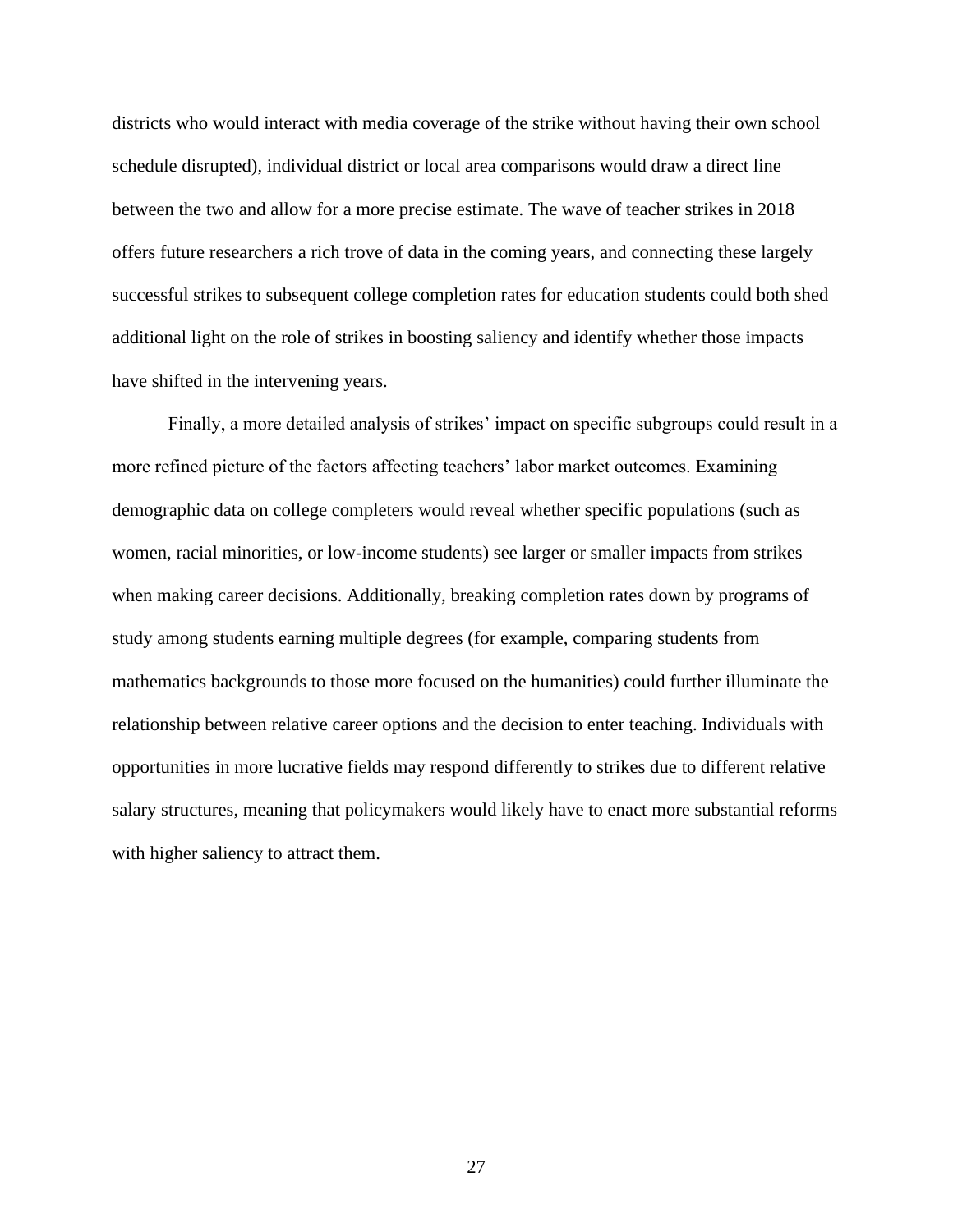districts who would interact with media coverage of the strike without having their own school schedule disrupted), individual district or local area comparisons would draw a direct line between the two and allow for a more precise estimate. The wave of teacher strikes in 2018 offers future researchers a rich trove of data in the coming years, and connecting these largely successful strikes to subsequent college completion rates for education students could both shed additional light on the role of strikes in boosting saliency and identify whether those impacts have shifted in the intervening years.

Finally, a more detailed analysis of strikes' impact on specific subgroups could result in a more refined picture of the factors affecting teachers' labor market outcomes. Examining demographic data on college completers would reveal whether specific populations (such as women, racial minorities, or low-income students) see larger or smaller impacts from strikes when making career decisions. Additionally, breaking completion rates down by programs of study among students earning multiple degrees (for example, comparing students from mathematics backgrounds to those more focused on the humanities) could further illuminate the relationship between relative career options and the decision to enter teaching. Individuals with opportunities in more lucrative fields may respond differently to strikes due to different relative salary structures, meaning that policymakers would likely have to enact more substantial reforms with higher saliency to attract them.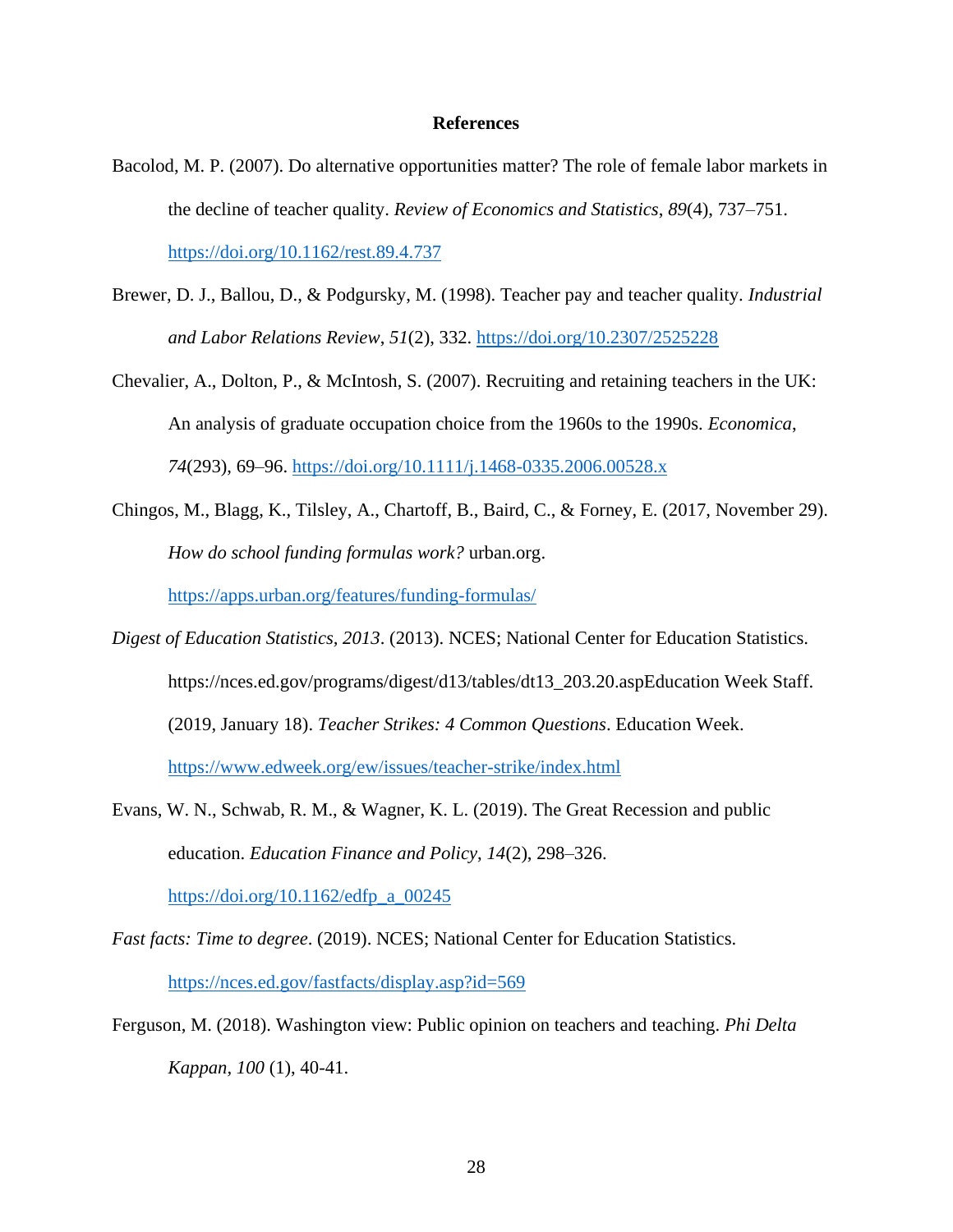# References

Bacolod, M. P. (2007). Do alternative opportunities matter? The role of female labor markets in the decline of teacher quality. *Review of Economics and Statistics*, *89*(4), 737–751. https://doi.org/10.1162/rest.89.4.737

Brewer, D. J., Ballou, D., & Podgursky, M. (1998). Teacher pay and teacher quality. *Industrial and Labor Relations Review*, *51*(2), 332. https://doi.org/10.2307/2525228

Chevalier, A., Dolton, P., & McIntosh, S. (2007). Recruiting and retaining teachers in the UK: An analysis of graduate occupation choice from the 1960s to the 1990s. *Economica*, *74*(293), 69–96. https://doi.org/10.1111/j.1468-0335.2006.00528.x

Chingos, M., Blagg, K., Tilsley, A., Chartoff, B., Baird, C., & Forney, E. (2017, November 29). *How do school funding formulas work?* urban.org. https://apps.urban.org/features/funding-formulas/

*Digest of Education Statistics, 2013*. (2013). NCES; National Center for Education Statistics. https://nces.ed.gov/programs/digest/d13/tables/dt13_203.20.aspEducation Week Staff. (2019, January 18). *Teacher Strikes: 4 Common Questions*. Education Week. https://www.edweek.org/ew/issues/teacher-strike/index.html

Evans, W. N., Schwab, R. M., & Wagner, K. L. (2019). The Great Recession and public education. *Education Finance and Policy*, *14*(2), 298–326. https://doi.org/10.1162/edfp_a_00245

*Fast facts: Time to degree*. (2019). NCES; National Center for Education Statistics. https://nces.ed.gov/fastfacts/display.asp?id=569

Ferguson, M. (2018). Washington view: Public opinion on teachers and teaching. *Phi Delta Kappan*, *100* (1), 40-41.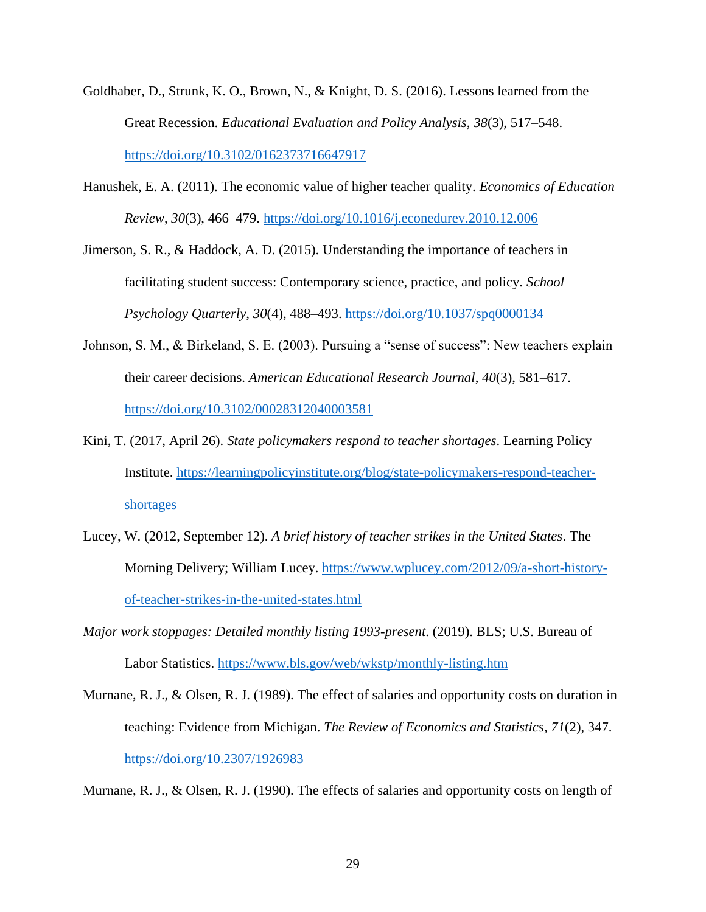Goldhaber, D., Strunk, K. O., Brown, N., & Knight, D. S. (2016). Lessons learned from the Great Recession. *Educational Evaluation and Policy Analysis*, *38*(3), 517–548. https://doi.org/10.3102/0162373716647917

Hanushek, E. A. (2011). The economic value of higher teacher quality. *Economics of Education Review*, *30*(3), 466–479. https://doi.org/10.1016/j.econedurev.2010.12.006

Jimerson, S. R., & Haddock, A. D. (2015). Understanding the importance of teachers in facilitating student success: Contemporary science, practice, and policy. *School Psychology Quarterly*, *30*(4), 488–493. https://doi.org/10.1037/spq0000134

Johnson, S. M., & Birkeland, S. E. (2003). Pursuing a "sense of success": New teachers explain their career decisions. *American Educational Research Journal*, *40*(3), 581–617. https://doi.org/10.3102/00028312040003581

Kini, T. (2017, April 26). *State policymakers respond to teacher shortages*. Learning Policy Institute. https://learningpolicyinstitute.org/blog/state-policymakers-respond-teacher-shortages

Lucey, W. (2012, September 12). *A brief history of teacher strikes in the United States*. The Morning Delivery; William Lucey. https://www.wplucey.com/2012/09/a-short-history-of-teacher-strikes-in-the-united-states.html

*Major work stoppages: Detailed monthly listing 1993-present*. (2019). BLS; U.S. Bureau of Labor Statistics. https://www.bls.gov/web/wkstp/monthly-listing.htm

Murnane, R. J., & Olsen, R. J. (1989). The effect of salaries and opportunity costs on duration in teaching: Evidence from Michigan. *The Review of Economics and Statistics*, *71*(2), 347. https://doi.org/10.2307/1926983

Murnane, R. J., & Olsen, R. J. (1990). The effects of salaries and opportunity costs on length of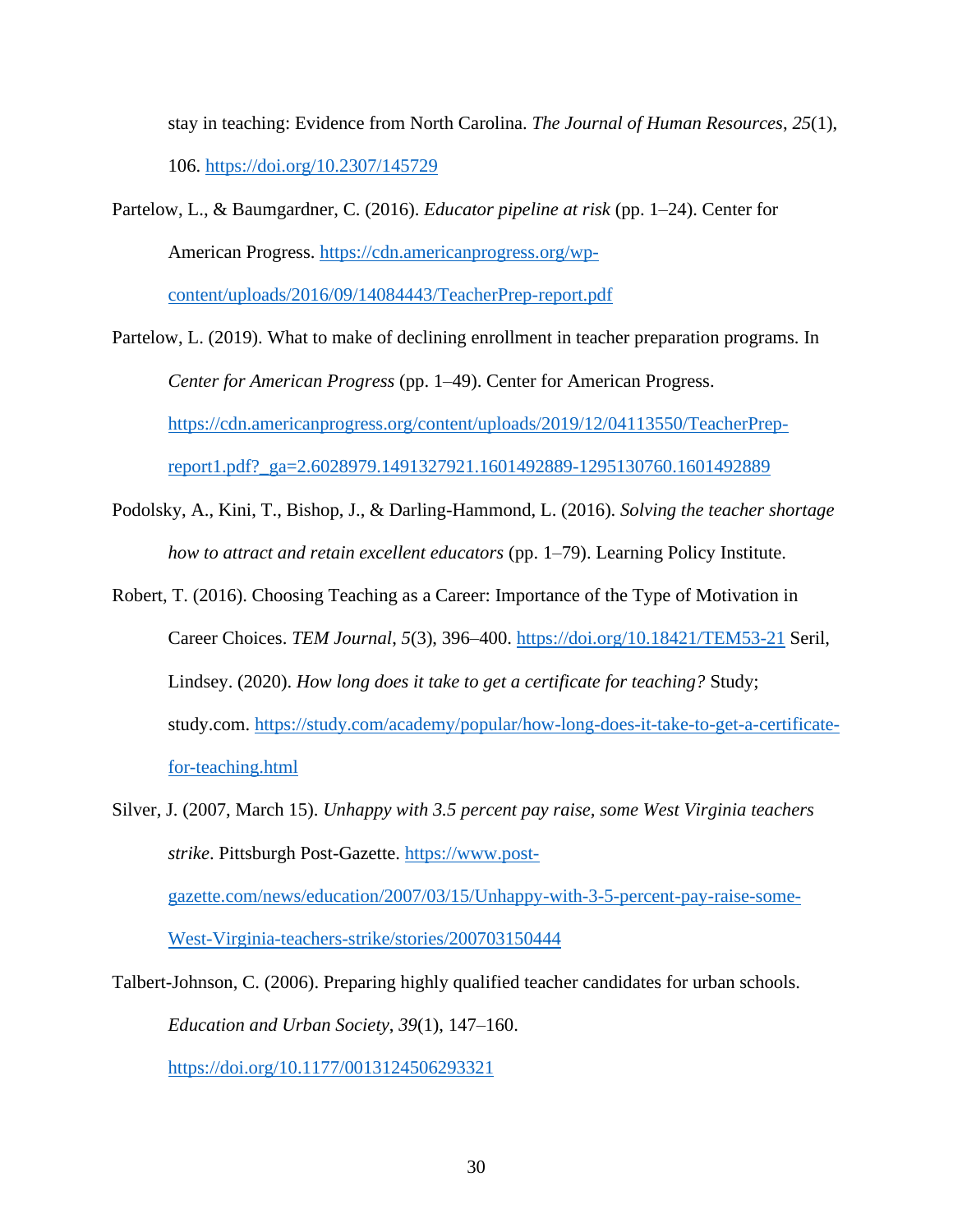stay in teaching: Evidence from North Carolina. *The Journal of Human Resources*, *25*(1), 106. https://doi.org/10.2307/145729

Partelow, L., & Baumgardner, C. (2016). *Educator pipeline at risk* (pp. 1–24). Center for American Progress. https://cdn.americanprogress.org/wp-content/uploads/2016/09/14084443/TeacherPrep-report.pdf

Partelow, L. (2019). What to make of declining enrollment in teacher preparation programs. In *Center for American Progress* (pp. 1–49). Center for American Progress. https://cdn.americanprogress.org/content/uploads/2019/12/04113550/TeacherPrep-report1.pdf?_ga=2.6028979.1491327921.1601492889-1295130760.1601492889

Podolsky, A., Kini, T., Bishop, J., & Darling-Hammond, L. (2016). *Solving the teacher shortage how to attract and retain excellent educators* (pp. 1–79). Learning Policy Institute.

Robert, T. (2016). Choosing Teaching as a Career: Importance of the Type of Motivation in Career Choices. *TEM Journal*, *5*(3), 396–400. https://doi.org/10.18421/TEM53-21 Seril, Lindsey. (2020). *How long does it take to get a certificate for teaching?* Study; study.com. https://study.com/academy/popular/how-long-does-it-take-to-get-a-certificate-for-teaching.html

Silver, J. (2007, March 15). *Unhappy with 3.5 percent pay raise, some West Virginia teachers strike*. Pittsburgh Post-Gazette. https://www.post-gazette.com/news/education/2007/03/15/Unhappy-with-3-5-percent-pay-raise-some-West-Virginia-teachers-strike/stories/200703150444

Talbert-Johnson, C. (2006). Preparing highly qualified teacher candidates for urban schools. *Education and Urban Society*, *39*(1), 147–160. https://doi.org/10.1177/0013124506293321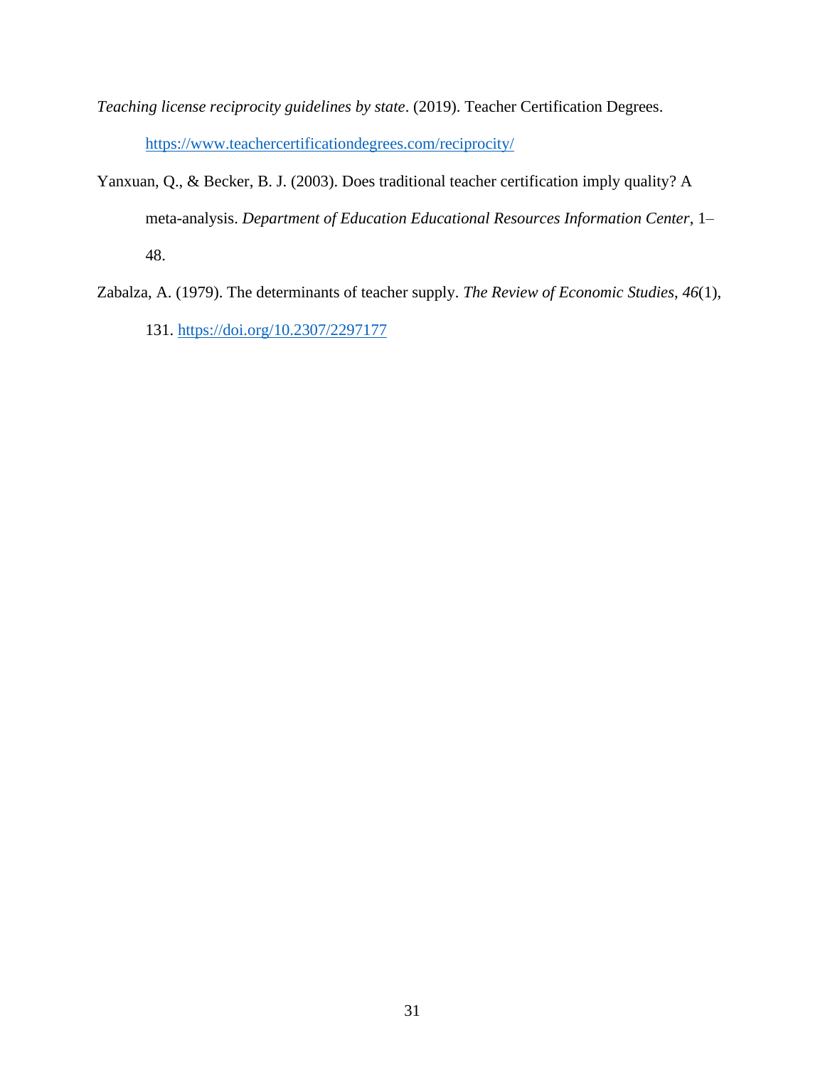*Teaching license reciprocity guidelines by state*. (2019). Teacher Certification Degrees. https://www.teachercertificationdegrees.com/reciprocity/

Yanxuan, Q., & Becker, B. J. (2003). Does traditional teacher certification imply quality? A meta-analysis. *Department of Education Educational Resources Information Center*, 1–48.

Zabalza, A. (1979). The determinants of teacher supply. *The Review of Economic Studies*, *46*(1), 131. https://doi.org/10.2307/2297177